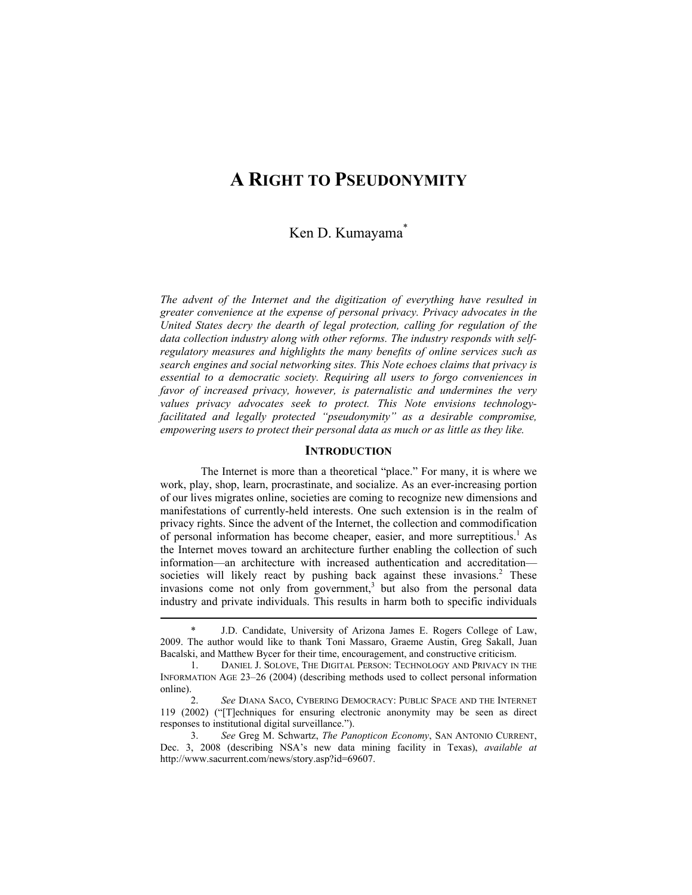# A RIGHT TO PSEUDONYMITY

Ken D. Kumayama[*]

*The advent of the Internet and the digitization of everything have resulted in greater convenience at the expense of personal privacy. Privacy advocates in the United States decry the dearth of legal protection, calling for regulation of the data collection industry along with other reforms. The industry responds with self-regulatory measures and highlights the many benefits of online services such as search engines and social networking sites. This Note echoes claims that privacy is essential to a democratic society. Requiring all users to forgo conveniences in favor of increased privacy, however, is paternalistic and undermines the very values privacy advocates seek to protect. This Note envisions technology-facilitated and legally protected "pseudonymity" as a desirable compromise, empowering users to protect their personal data as much or as little as they like.*

## INTRODUCTION

The Internet is more than a theoretical "place." For many, it is where we work, play, shop, learn, procrastinate, and socialize. As an ever-increasing portion of our lives migrates online, societies are coming to recognize new dimensions and manifestations of currently-held interests. One such extension is in the realm of privacy rights. Since the advent of the Internet, the collection and commodification of personal information has become cheaper, easier, and more surreptitious.[1] As the Internet moves toward an architecture further enabling the collection of such information—an architecture with increased authentication and accreditation—societies will likely react by pushing back against these invasions.[2] These invasions come not only from government,[3] but also from the personal data industry and private individuals. This results in harm both to specific individuals

---

\* J.D. Candidate, University of Arizona James E. Rogers College of Law, 2009. The author would like to thank Toni Massaro, Graeme Austin, Greg Sakall, Juan Bacalski, and Matthew Bycer for their time, encouragement, and constructive criticism.

1. DANIEL J. SOLOVE, THE DIGITAL PERSON: TECHNOLOGY AND PRIVACY IN THE INFORMATION AGE 23–26 (2004) (describing methods used to collect personal information online).

2. *See* DIANA SACO, CYBERING DEMOCRACY: PUBLIC SPACE AND THE INTERNET 119 (2002) ("[T]echniques for ensuring electronic anonymity may be seen as direct responses to institutional digital surveillance.").

3. *See* Greg M. Schwartz, *The Panopticon Economy*, SAN ANTONIO CURRENT, Dec. 3, 2008 (describing NSA's new data mining facility in Texas), *available at* http://www.sacurrent.com/news/story.asp?id=69607.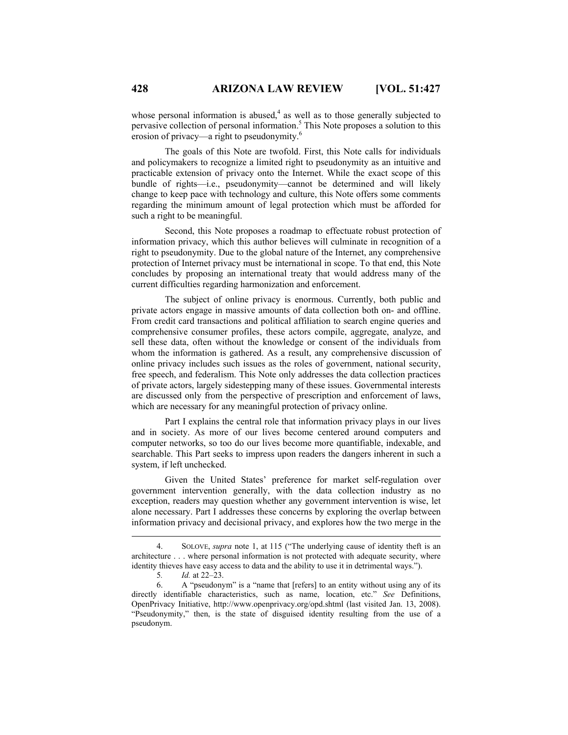whose personal information is abused,[4] as well as to those generally subjected to pervasive collection of personal information.[5] This Note proposes a solution to this erosion of privacy—a right to pseudonymity.[6]

The goals of this Note are twofold. First, this Note calls for individuals and policymakers to recognize a limited right to pseudonymity as an intuitive and practicable extension of privacy onto the Internet. While the exact scope of this bundle of rights—i.e., pseudonymity—cannot be determined and will likely change to keep pace with technology and culture, this Note offers some comments regarding the minimum amount of legal protection which must be afforded for such a right to be meaningful.

Second, this Note proposes a roadmap to effectuate robust protection of information privacy, which this author believes will culminate in recognition of a right to pseudonymity. Due to the global nature of the Internet, any comprehensive protection of Internet privacy must be international in scope. To that end, this Note concludes by proposing an international treaty that would address many of the current difficulties regarding harmonization and enforcement.

The subject of online privacy is enormous. Currently, both public and private actors engage in massive amounts of data collection both on- and offline. From credit card transactions and political affiliation to search engine queries and comprehensive consumer profiles, these actors compile, aggregate, analyze, and sell these data, often without the knowledge or consent of the individuals from whom the information is gathered. As a result, any comprehensive discussion of online privacy includes such issues as the roles of government, national security, free speech, and federalism. This Note only addresses the data collection practices of private actors, largely sidestepping many of these issues. Governmental interests are discussed only from the perspective of prescription and enforcement of laws, which are necessary for any meaningful protection of privacy online.

Part I explains the central role that information privacy plays in our lives and in society. As more of our lives become centered around computers and computer networks, so too do our lives become more quantifiable, indexable, and searchable. This Part seeks to impress upon readers the dangers inherent in such a system, if left unchecked.

Given the United States' preference for market self-regulation over government intervention generally, with the data collection industry as no exception, readers may question whether any government intervention is wise, let alone necessary. Part I addresses these concerns by exploring the overlap between information privacy and decisional privacy, and explores how the two merge in the

---

4. SOLOVE, *supra* note 1, at 115 ("The underlying cause of identity theft is an architecture . . . where personal information is not protected with adequate security, where identity thieves have easy access to data and the ability to use it in detrimental ways.").

5. *Id.* at 22–23.

6. A "pseudonym" is a "name that [refers] to an entity without using any of its directly identifiable characteristics, such as name, location, etc." *See* Definitions, OpenPrivacy Initiative, http://www.openprivacy.org/opd.shtml (last visited Jan. 13, 2008). "Pseudonymity," then, is the state of disguised identity resulting from the use of a pseudonym.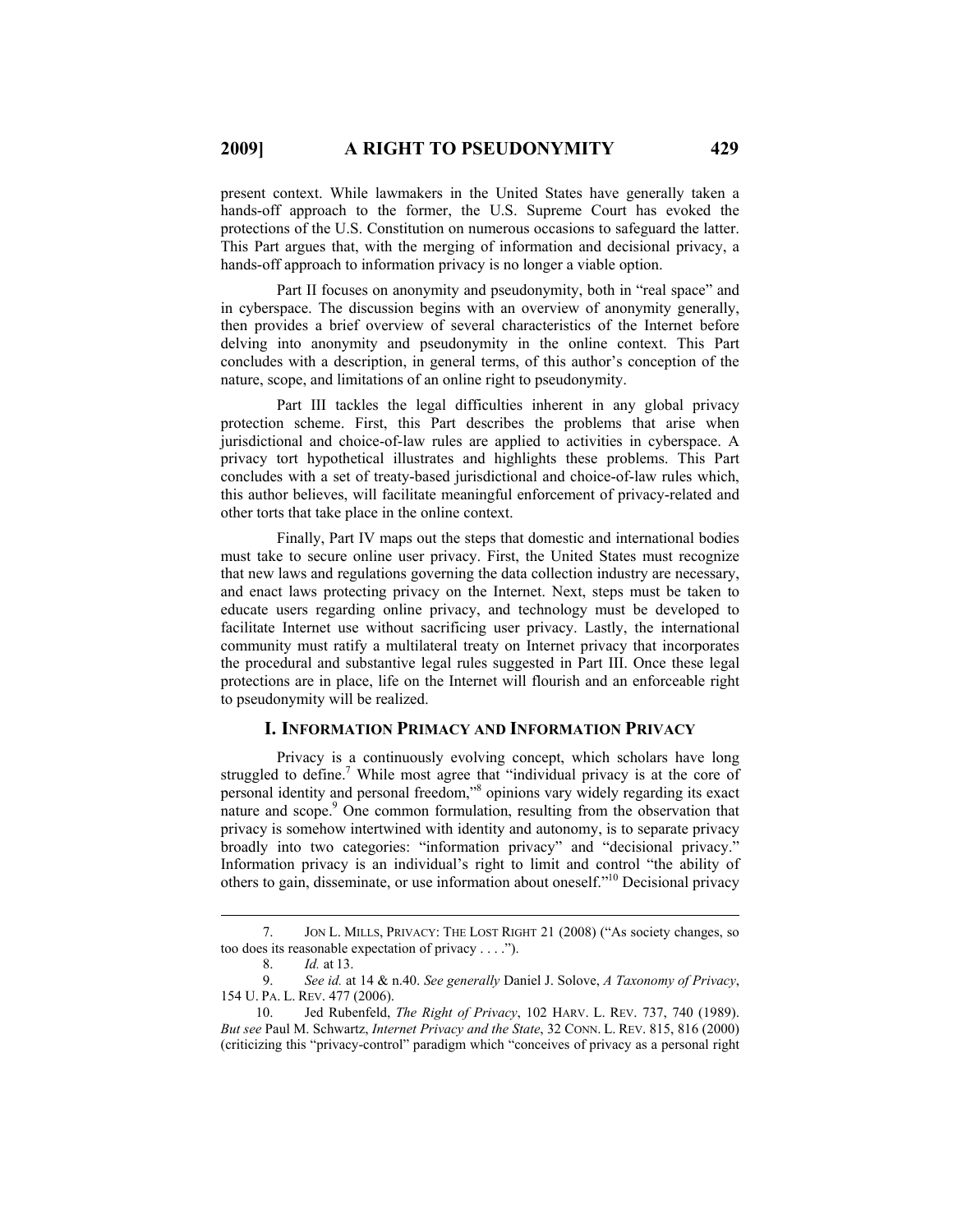present context. While lawmakers in the United States have generally taken a hands-off approach to the former, the U.S. Supreme Court has evoked the protections of the U.S. Constitution on numerous occasions to safeguard the latter. This Part argues that, with the merging of information and decisional privacy, a hands-off approach to information privacy is no longer a viable option.

Part II focuses on anonymity and pseudonymity, both in "real space" and in cyberspace. The discussion begins with an overview of anonymity generally, then provides a brief overview of several characteristics of the Internet before delving into anonymity and pseudonymity in the online context. This Part concludes with a description, in general terms, of this author's conception of the nature, scope, and limitations of an online right to pseudonymity.

Part III tackles the legal difficulties inherent in any global privacy protection scheme. First, this Part describes the problems that arise when jurisdictional and choice-of-law rules are applied to activities in cyberspace. A privacy tort hypothetical illustrates and highlights these problems. This Part concludes with a set of treaty-based jurisdictional and choice-of-law rules which, this author believes, will facilitate meaningful enforcement of privacy-related and other torts that take place in the online context.

Finally, Part IV maps out the steps that domestic and international bodies must take to secure online user privacy. First, the United States must recognize that new laws and regulations governing the data collection industry are necessary, and enact laws protecting privacy on the Internet. Next, steps must be taken to educate users regarding online privacy, and technology must be developed to facilitate Internet use without sacrificing user privacy. Lastly, the international community must ratify a multilateral treaty on Internet privacy that incorporates the procedural and substantive legal rules suggested in Part III. Once these legal protections are in place, life on the Internet will flourish and an enforceable right to pseudonymity will be realized.

## I. INFORMATION PRIMACY AND INFORMATION PRIVACY

Privacy is a continuously evolving concept, which scholars have long struggled to define.[7] While most agree that "individual privacy is at the core of personal identity and personal freedom,"[8] opinions vary widely regarding its exact nature and scope.[9] One common formulation, resulting from the observation that privacy is somehow intertwined with identity and autonomy, is to separate privacy broadly into two categories: "information privacy" and "decisional privacy." Information privacy is an individual's right to limit and control "the ability of others to gain, disseminate, or use information about oneself."[10] Decisional privacy

---

7. JON L. MILLS, PRIVACY: THE LOST RIGHT 21 (2008) ("As society changes, so too does its reasonable expectation of privacy . . . .").

8. *Id.* at 13.

9. *See id.* at 14 & n.40. *See generally* Daniel J. Solove, *A Taxonomy of Privacy*, 154 U. PA. L. REV. 477 (2006).

10. Jed Rubenfeld, *The Right of Privacy*, 102 HARV. L. REV. 737, 740 (1989). *But see* Paul M. Schwartz, *Internet Privacy and the State*, 32 CONN. L. REV. 815, 816 (2000) (criticizing this "privacy-control" paradigm which "conceives of privacy as a personal right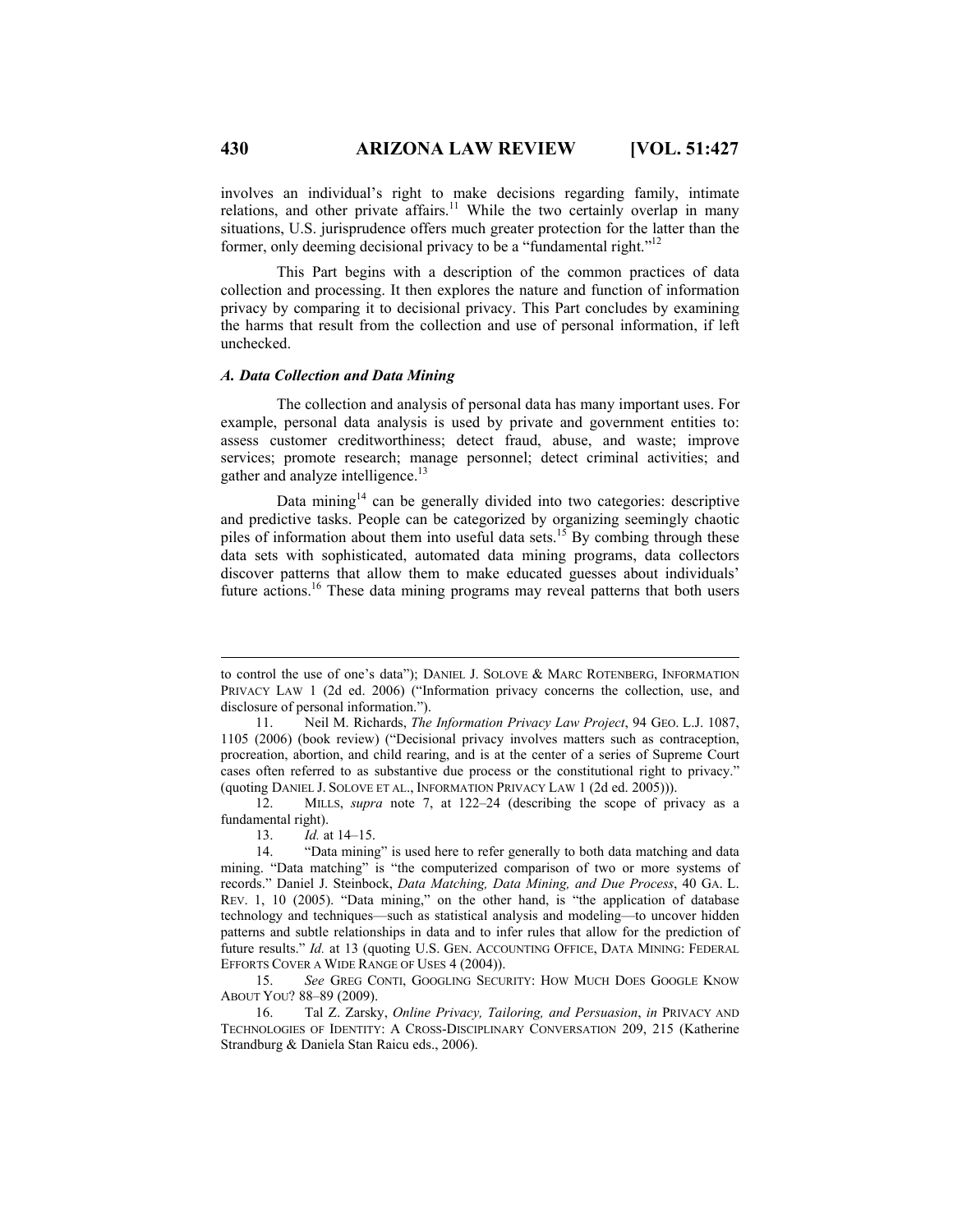involves an individual's right to make decisions regarding family, intimate relations, and other private affairs.[11] While the two certainly overlap in many situations, U.S. jurisprudence offers much greater protection for the latter than the former, only deeming decisional privacy to be a "fundamental right."[12]

This Part begins with a description of the common practices of data collection and processing. It then explores the nature and function of information privacy by comparing it to decisional privacy. This Part concludes by examining the harms that result from the collection and use of personal information, if left unchecked.

### *A. Data Collection and Data Mining*

The collection and analysis of personal data has many important uses. For example, personal data analysis is used by private and government entities to: assess customer creditworthiness; detect fraud, abuse, and waste; improve services; promote research; manage personnel; detect criminal activities; and gather and analyze intelligence.[13]

Data mining[14] can be generally divided into two categories: descriptive and predictive tasks. People can be categorized by organizing seemingly chaotic piles of information about them into useful data sets.[15] By combing through these data sets with sophisticated, automated data mining programs, data collectors discover patterns that allow them to make educated guesses about individuals' future actions.[16] These data mining programs may reveal patterns that both users

---

to control the use of one's data"); DANIEL J. SOLOVE & MARC ROTENBERG, INFORMATION PRIVACY LAW 1 (2d ed. 2006) ("Information privacy concerns the collection, use, and disclosure of personal information.").

11. Neil M. Richards, *The Information Privacy Law Project*, 94 GEO. L.J. 1087, 1105 (2006) (book review) ("Decisional privacy involves matters such as contraception, procreation, abortion, and child rearing, and is at the center of a series of Supreme Court cases often referred to as substantive due process or the constitutional right to privacy." (quoting DANIEL J. SOLOVE ET AL., INFORMATION PRIVACY LAW 1 (2d ed. 2005))).

12. MILLS, *supra* note 7, at 122–24 (describing the scope of privacy as a fundamental right).

13. *Id.* at 14–15.

14. "Data mining" is used here to refer generally to both data matching and data mining. "Data matching" is "the computerized comparison of two or more systems of records." Daniel J. Steinbock, *Data Matching, Data Mining, and Due Process*, 40 GA. L. REV. 1, 10 (2005). "Data mining," on the other hand, is "the application of database technology and techniques—such as statistical analysis and modeling—to uncover hidden patterns and subtle relationships in data and to infer rules that allow for the prediction of future results." *Id.* at 13 (quoting U.S. GEN. ACCOUNTING OFFICE, DATA MINING: FEDERAL EFFORTS COVER A WIDE RANGE OF USES 4 (2004)).

15. *See* GREG CONTI, GOOGLING SECURITY: HOW MUCH DOES GOOGLE KNOW ABOUT YOU? 88–89 (2009).

16. Tal Z. Zarsky, *Online Privacy, Tailoring, and Persuasion*, *in* PRIVACY AND TECHNOLOGIES OF IDENTITY: A CROSS-DISCIPLINARY CONVERSATION 209, 215 (Katherine Strandburg & Daniela Stan Raicu eds., 2006).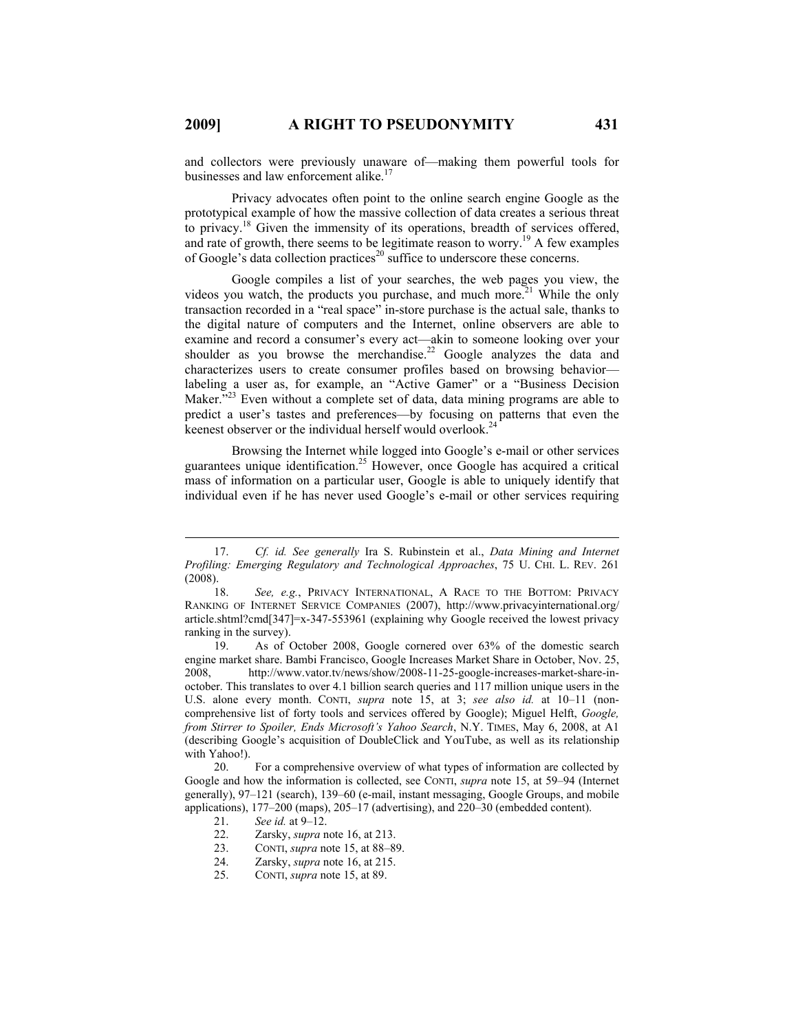and collectors were previously unaware of—making them powerful tools for businesses and law enforcement alike.[17]

Privacy advocates often point to the online search engine Google as the prototypical example of how the massive collection of data creates a serious threat to privacy.[18] Given the immensity of its operations, breadth of services offered, and rate of growth, there seems to be legitimate reason to worry.[19] A few examples of Google's data collection practices[20] suffice to underscore these concerns.

Google compiles a list of your searches, the web pages you view, the videos you watch, the products you purchase, and much more.[21] While the only transaction recorded in a "real space" in-store purchase is the actual sale, thanks to the digital nature of computers and the Internet, online observers are able to examine and record a consumer's every act—akin to someone looking over your shoulder as you browse the merchandise.[22] Google analyzes the data and characterizes users to create consumer profiles based on browsing behavior—labeling a user as, for example, an "Active Gamer" or a "Business Decision Maker."[23] Even without a complete set of data, data mining programs are able to predict a user's tastes and preferences—by focusing on patterns that even the keenest observer or the individual herself would overlook.[24]

Browsing the Internet while logged into Google's e-mail or other services guarantees unique identification.[25] However, once Google has acquired a critical mass of information on a particular user, Google is able to uniquely identify that individual even if he has never used Google's e-mail or other services requiring

---

17. *Cf. id. See generally* Ira S. Rubinstein et al., *Data Mining and Internet Profiling: Emerging Regulatory and Technological Approaches*, 75 U. CHI. L. REV. 261 (2008).

18. *See, e.g.*, PRIVACY INTERNATIONAL, A RACE TO THE BOTTOM: PRIVACY RANKING OF INTERNET SERVICE COMPANIES (2007), http://www.privacyinternational.org/article.shtml?cmd[347]=x-347-553961 (explaining why Google received the lowest privacy ranking in the survey).

19. As of October 2008, Google cornered over 63% of the domestic search engine market share. Bambi Francisco, Google Increases Market Share in October, Nov. 25, 2008, http://www.vator.tv/news/show/2008-11-25-google-increases-market-share-in-october. This translates to over 4.1 billion search queries and 117 million unique users in the U.S. alone every month. CONTI, *supra* note 15, at 3; *see also id.* at 10–11 (non-comprehensive list of forty tools and services offered by Google); Miguel Helft, *Google, from Stirrer to Spoiler, Ends Microsoft's Yahoo Search*, N.Y. TIMES, May 6, 2008, at A1 (describing Google's acquisition of DoubleClick and YouTube, as well as its relationship with Yahoo!).

20. For a comprehensive overview of what types of information are collected by Google and how the information is collected, see CONTI, *supra* note 15, at 59–94 (Internet generally), 97–121 (search), 139–60 (e-mail, instant messaging, Google Groups, and mobile applications), 177–200 (maps), 205–17 (advertising), and 220–30 (embedded content).

21. *See id.* at 9–12.

22. Zarsky, *supra* note 16, at 213.

23. CONTI, *supra* note 15, at 88–89.

24. Zarsky, *supra* note 16, at 215.

25. CONTI, *supra* note 15, at 89.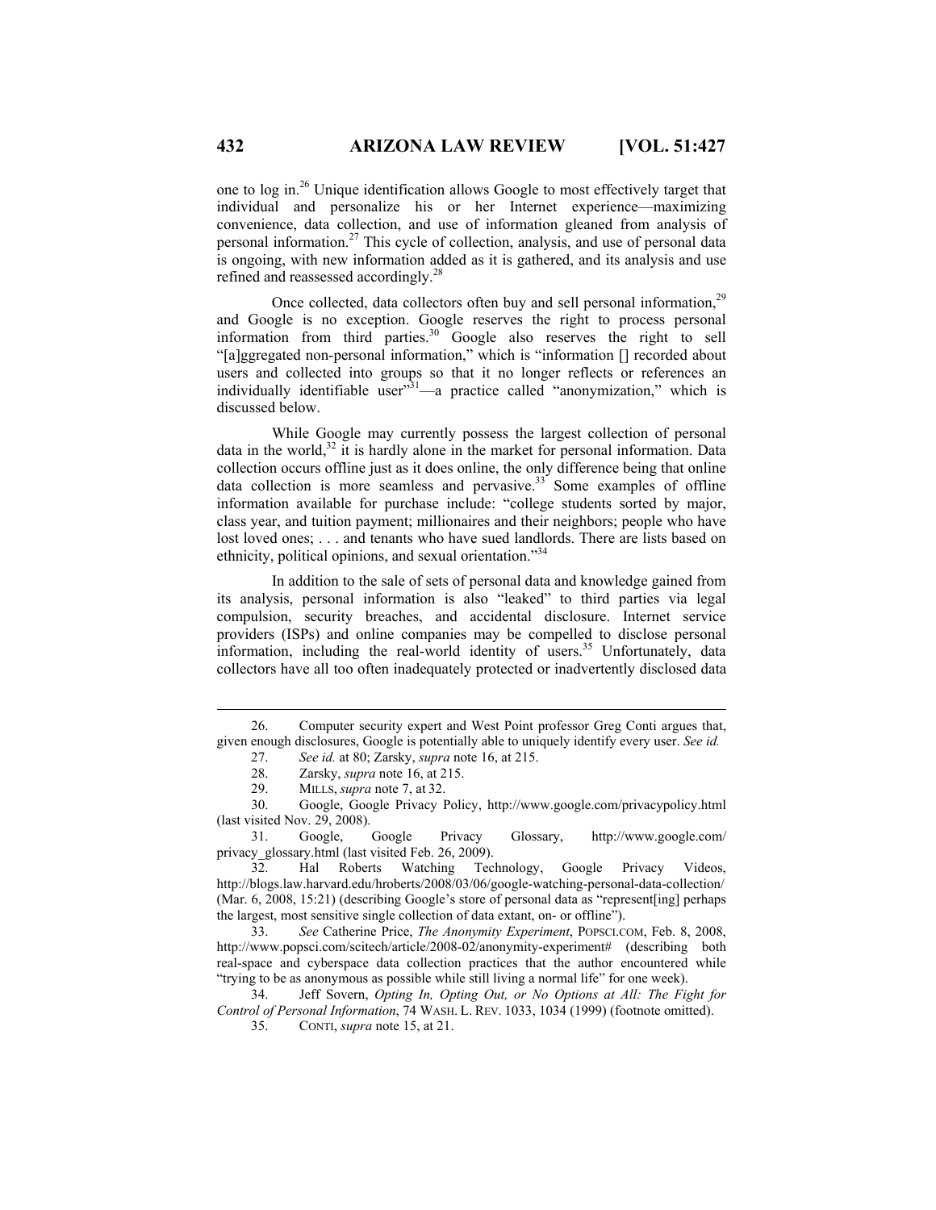one to log in.[26] Unique identification allows Google to most effectively target that individual and personalize his or her Internet experience—maximizing convenience, data collection, and use of information gleaned from analysis of personal information.[27] This cycle of collection, analysis, and use of personal data is ongoing, with new information added as it is gathered, and its analysis and use refined and reassessed accordingly.[28]

Once collected, data collectors often buy and sell personal information,[29] and Google is no exception. Google reserves the right to process personal information from third parties.[30] Google also reserves the right to sell "[a]ggregated non-personal information," which is "information [] recorded about users and collected into groups so that it no longer reflects or references an individually identifiable user"[31]—a practice called "anonymization," which is discussed below.

While Google may currently possess the largest collection of personal data in the world,[32] it is hardly alone in the market for personal information. Data collection occurs offline just as it does online, the only difference being that online data collection is more seamless and pervasive.[33] Some examples of offline information available for purchase include: "college students sorted by major, class year, and tuition payment; millionaires and their neighbors; people who have lost loved ones; . . . and tenants who have sued landlords. There are lists based on ethnicity, political opinions, and sexual orientation."[34]

In addition to the sale of sets of personal data and knowledge gained from its analysis, personal information is also "leaked" to third parties via legal compulsion, security breaches, and accidental disclosure. Internet service providers (ISPs) and online companies may be compelled to disclose personal information, including the real-world identity of users.[35] Unfortunately, data collectors have all too often inadequately protected or inadvertently disclosed data

---

26. Computer security expert and West Point professor Greg Conti argues that, given enough disclosures, Google is potentially able to uniquely identify every user. *See id.*

27. *See id.* at 80; Zarsky, *supra* note 16, at 215.

28. Zarsky, *supra* note 16, at 215.

29. MILLS, *supra* note 7, at 32.

30. Google, Google Privacy Policy, http://www.google.com/privacypolicy.html (last visited Nov. 29, 2008).

31. Google, Google Privacy Glossary, http://www.google.com/privacy_glossary.html (last visited Feb. 26, 2009).

32. Hal Roberts Watching Technology, Google Privacy Videos, http://blogs.law.harvard.edu/hroberts/2008/03/06/google-watching-personal-data-collection/ (Mar. 6, 2008, 15:21) (describing Google's store of personal data as "represent[ing] perhaps the largest, most sensitive single collection of data extant, on- or offline").

33. *See* Catherine Price, *The Anonymity Experiment*, POPSCI.COM, Feb. 8, 2008, http://www.popsci.com/scitech/article/2008-02/anonymity-experiment# (describing both real-space and cyberspace data collection practices that the author encountered while "trying to be as anonymous as possible while still living a normal life" for one week).

34. Jeff Sovern, *Opting In, Opting Out, or No Options at All: The Fight for Control of Personal Information*, 74 WASH. L. REV. 1033, 1034 (1999) (footnote omitted).

35. CONTI, *supra* note 15, at 21.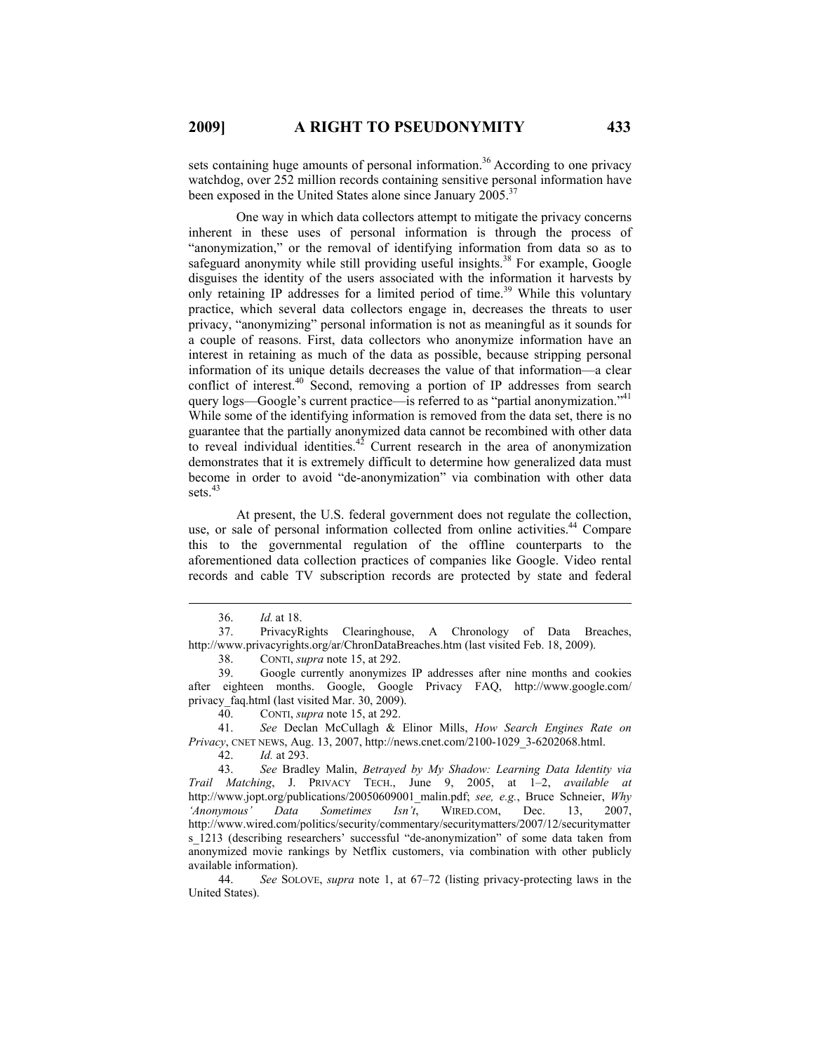sets containing huge amounts of personal information.[36] According to one privacy watchdog, over 252 million records containing sensitive personal information have been exposed in the United States alone since January 2005.[37]

One way in which data collectors attempt to mitigate the privacy concerns inherent in these uses of personal information is through the process of "anonymization," or the removal of identifying information from data so as to safeguard anonymity while still providing useful insights.[38] For example, Google disguises the identity of the users associated with the information it harvests by only retaining IP addresses for a limited period of time.[39] While this voluntary practice, which several data collectors engage in, decreases the threats to user privacy, "anonymizing" personal information is not as meaningful as it sounds for a couple of reasons. First, data collectors who anonymize information have an interest in retaining as much of the data as possible, because stripping personal information of its unique details decreases the value of that information—a clear conflict of interest.[40] Second, removing a portion of IP addresses from search query logs—Google's current practice—is referred to as "partial anonymization."[41] While some of the identifying information is removed from the data set, there is no guarantee that the partially anonymized data cannot be recombined with other data to reveal individual identities.[42] Current research in the area of anonymization demonstrates that it is extremely difficult to determine how generalized data must become in order to avoid "de-anonymization" via combination with other data sets.[43]

At present, the U.S. federal government does not regulate the collection, use, or sale of personal information collected from online activities.[44] Compare this to the governmental regulation of the offline counterparts to the aforementioned data collection practices of companies like Google. Video rental records and cable TV subscription records are protected by state and federal

---

36. *Id.* at 18.

37. PrivacyRights Clearinghouse, A Chronology of Data Breaches, http://www.privacyrights.org/ar/ChronDataBreaches.htm (last visited Feb. 18, 2009).

38. CONTI, *supra* note 15, at 292.

39. Google currently anonymizes IP addresses after nine months and cookies after eighteen months. Google, Google Privacy FAQ, http://www.google.com/privacy_faq.html (last visited Mar. 30, 2009).

40. CONTI, *supra* note 15, at 292.

41. *See* Declan McCullagh & Elinor Mills, *How Search Engines Rate on Privacy*, CNET NEWS, Aug. 13, 2007, http://news.cnet.com/2100-1029_3-6202068.html.

42. *Id.* at 293.

43. *See* Bradley Malin, *Betrayed by My Shadow: Learning Data Identity via Trail Matching*, J. PRIVACY TECH., June 9, 2005, at 1–2, *available at* http://www.jopt.org/publications/20050609001_malin.pdf; *see, e.g.*, Bruce Schneier, *Why 'Anonymous' Data Sometimes Isn't*, WIRED.COM, Dec. 13, 2007, http://www.wired.com/politics/security/commentary/securitymatters/2007/12/securitymatters_1213 (describing researchers' successful "de-anonymization" of some data taken from anonymized movie rankings by Netflix customers, via combination with other publicly available information).

44. *See* SOLOVE, *supra* note 1, at 67–72 (listing privacy-protecting laws in the United States).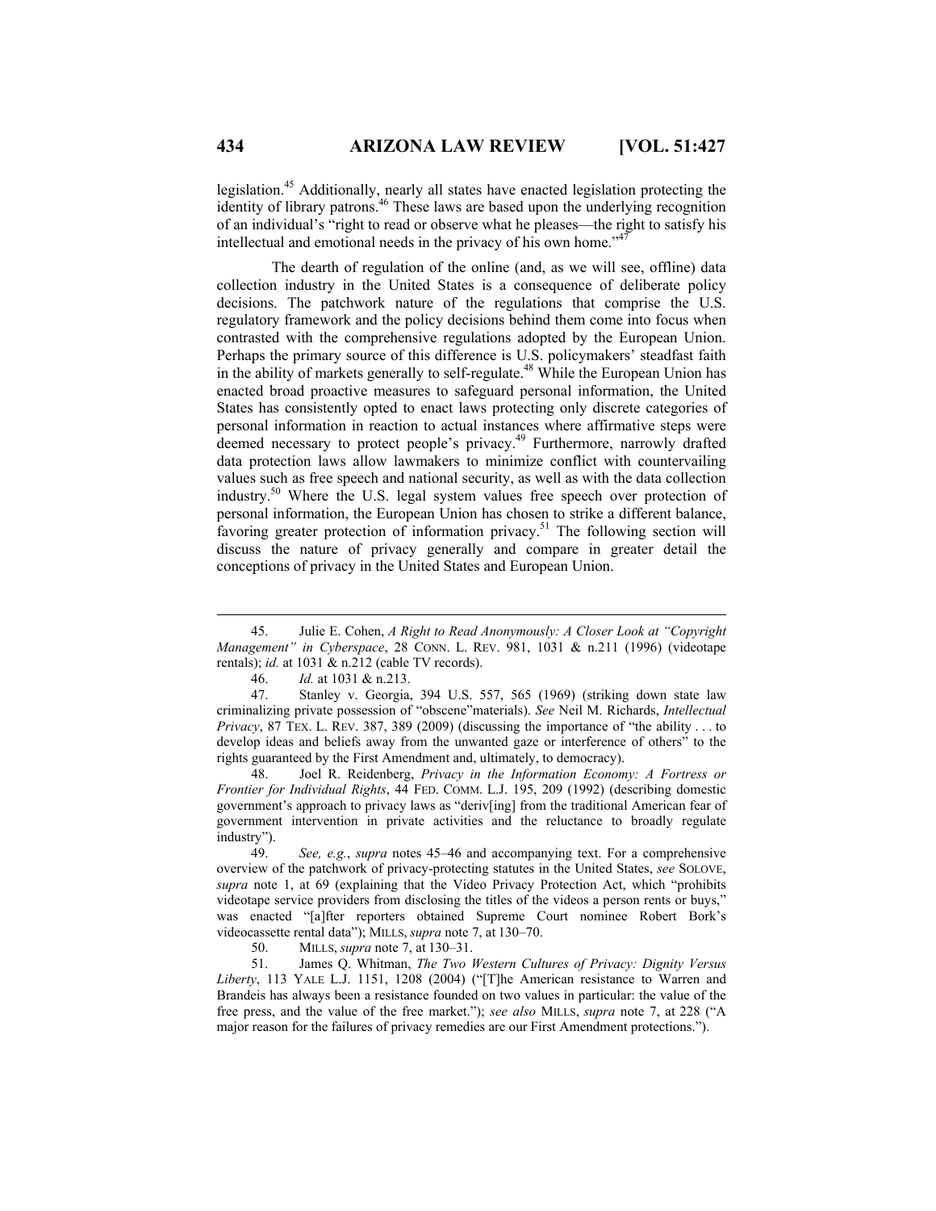legislation.[45] Additionally, nearly all states have enacted legislation protecting the identity of library patrons.[46] These laws are based upon the underlying recognition of an individual's "right to read or observe what he pleases—the right to satisfy his intellectual and emotional needs in the privacy of his own home."[47]

The dearth of regulation of the online (and, as we will see, offline) data collection industry in the United States is a consequence of deliberate policy decisions. The patchwork nature of the regulations that comprise the U.S. regulatory framework and the policy decisions behind them come into focus when contrasted with the comprehensive regulations adopted by the European Union. Perhaps the primary source of this difference is U.S. policymakers' steadfast faith in the ability of markets generally to self-regulate.[48] While the European Union has enacted broad proactive measures to safeguard personal information, the United States has consistently opted to enact laws protecting only discrete categories of personal information in reaction to actual instances where affirmative steps were deemed necessary to protect people's privacy.[49] Furthermore, narrowly drafted data protection laws allow lawmakers to minimize conflict with countervailing values such as free speech and national security, as well as with the data collection industry.[50] Where the U.S. legal system values free speech over protection of personal information, the European Union has chosen to strike a different balance, favoring greater protection of information privacy.[51] The following section will discuss the nature of privacy generally and compare in greater detail the conceptions of privacy in the United States and European Union.

---

45. Julie E. Cohen, *A Right to Read Anonymously: A Closer Look at "Copyright Management" in Cyberspace*, 28 CONN. L. REV. 981, 1031 & n.211 (1996) (videotape rentals); *id.* at 1031 & n.212 (cable TV records).

46. *Id.* at 1031 & n.213.

47. Stanley v. Georgia, 394 U.S. 557, 565 (1969) (striking down state law criminalizing private possession of "obscene"materials). *See* Neil M. Richards, *Intellectual Privacy*, 87 TEX. L. REV. 387, 389 (2009) (discussing the importance of "the ability . . . to develop ideas and beliefs away from the unwanted gaze or interference of others" to the rights guaranteed by the First Amendment and, ultimately, to democracy).

48. Joel R. Reidenberg, *Privacy in the Information Economy: A Fortress or Frontier for Individual Rights*, 44 FED. COMM. L.J. 195, 209 (1992) (describing domestic government's approach to privacy laws as "deriv[ing] from the traditional American fear of government intervention in private activities and the reluctance to broadly regulate industry").

49. *See, e.g.*, *supra* notes 45–46 and accompanying text. For a comprehensive overview of the patchwork of privacy-protecting statutes in the United States, *see* SOLOVE, *supra* note 1, at 69 (explaining that the Video Privacy Protection Act, which "prohibits videotape service providers from disclosing the titles of the videos a person rents or buys," was enacted "[a]fter reporters obtained Supreme Court nominee Robert Bork's videocassette rental data"); MILLS, *supra* note 7, at 130–70.

50. MILLS, *supra* note 7, at 130–31.

51. James Q. Whitman, *The Two Western Cultures of Privacy: Dignity Versus Liberty*, 113 YALE L.J. 1151, 1208 (2004) ("[T]he American resistance to Warren and Brandeis has always been a resistance founded on two values in particular: the value of the free press, and the value of the free market."); *see also* MILLS, *supra* note 7, at 228 ("A major reason for the failures of privacy remedies are our First Amendment protections.").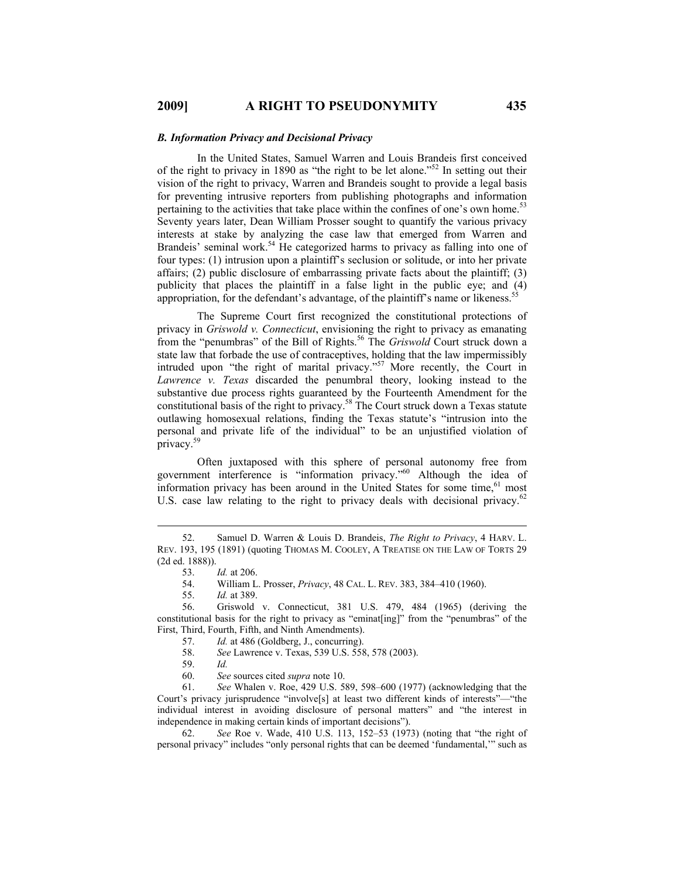### *B. Information Privacy and Decisional Privacy*

In the United States, Samuel Warren and Louis Brandeis first conceived of the right to privacy in 1890 as "the right to be let alone."[52] In setting out their vision of the right to privacy, Warren and Brandeis sought to provide a legal basis for preventing intrusive reporters from publishing photographs and information pertaining to the activities that take place within the confines of one's own home.[53] Seventy years later, Dean William Prosser sought to quantify the various privacy interests at stake by analyzing the case law that emerged from Warren and Brandeis' seminal work.[54] He categorized harms to privacy as falling into one of four types: (1) intrusion upon a plaintiff's seclusion or solitude, or into her private affairs; (2) public disclosure of embarrassing private facts about the plaintiff; (3) publicity that places the plaintiff in a false light in the public eye; and (4) appropriation, for the defendant's advantage, of the plaintiff's name or likeness.[55]

The Supreme Court first recognized the constitutional protections of privacy in *Griswold v. Connecticut*, envisioning the right to privacy as emanating from the "penumbras" of the Bill of Rights.[56] The *Griswold* Court struck down a state law that forbade the use of contraceptives, holding that the law impermissibly intruded upon "the right of marital privacy."[57] More recently, the Court in *Lawrence v. Texas* discarded the penumbral theory, looking instead to the substantive due process rights guaranteed by the Fourteenth Amendment for the constitutional basis of the right to privacy.[58] The Court struck down a Texas statute outlawing homosexual relations, finding the Texas statute's "intrusion into the personal and private life of the individual" to be an unjustified violation of privacy.[59]

Often juxtaposed with this sphere of personal autonomy free from government interference is "information privacy."[60] Although the idea of information privacy has been around in the United States for some time,[61] most U.S. case law relating to the right to privacy deals with decisional privacy.[62]

---

52. Samuel D. Warren & Louis D. Brandeis, *The Right to Privacy*, 4 HARV. L. REV. 193, 195 (1891) (quoting THOMAS M. COOLEY, A TREATISE ON THE LAW OF TORTS 29 (2d ed. 1888)).

53. *Id.* at 206.

54. William L. Prosser, *Privacy*, 48 CAL. L. REV. 383, 384–410 (1960).

55. *Id.* at 389.

56. Griswold v. Connecticut, 381 U.S. 479, 484 (1965) (deriving the constitutional basis for the right to privacy as "eminat[ing]" from the "penumbras" of the First, Third, Fourth, Fifth, and Ninth Amendments).

57. *Id.* at 486 (Goldberg, J., concurring).

58. *See* Lawrence v. Texas, 539 U.S. 558, 578 (2003).

59. *Id.*

60. *See* sources cited *supra* note 10.

61. *See* Whalen v. Roe, 429 U.S. 589, 598–600 (1977) (acknowledging that the Court's privacy jurisprudence "involve[s] at least two different kinds of interests"—"the individual interest in avoiding disclosure of personal matters" and "the interest in independence in making certain kinds of important decisions").

62. *See* Roe v. Wade, 410 U.S. 113, 152–53 (1973) (noting that "the right of personal privacy" includes "only personal rights that can be deemed 'fundamental,'" such as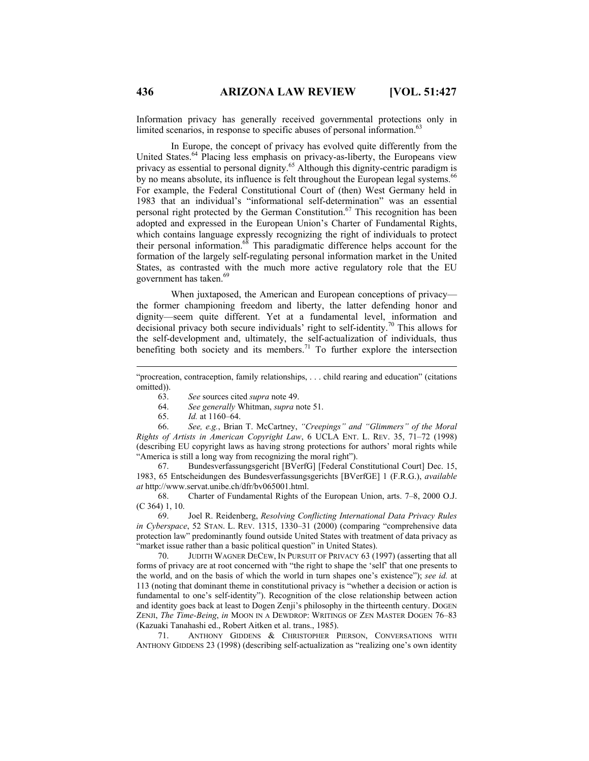Information privacy has generally received governmental protections only in limited scenarios, in response to specific abuses of personal information.[63]

In Europe, the concept of privacy has evolved quite differently from the United States.[64] Placing less emphasis on privacy-as-liberty, the Europeans view privacy as essential to personal dignity.[65] Although this dignity-centric paradigm is by no means absolute, its influence is felt throughout the European legal systems.[66] For example, the Federal Constitutional Court of (then) West Germany held in 1983 that an individual's "informational self-determination" was an essential personal right protected by the German Constitution.[67] This recognition has been adopted and expressed in the European Union's Charter of Fundamental Rights, which contains language expressly recognizing the right of individuals to protect their personal information.[68] This paradigmatic difference helps account for the formation of the largely self-regulating personal information market in the United States, as contrasted with the much more active regulatory role that the EU government has taken.[69]

When juxtaposed, the American and European conceptions of privacy—the former championing freedom and liberty, the latter defending honor and dignity—seem quite different. Yet at a fundamental level, information and decisional privacy both secure individuals' right to self-identity.[70] This allows for the self-development and, ultimately, the self-actualization of individuals, thus benefiting both society and its members.[71] To further explore the intersection

---

"procreation, contraception, family relationships, . . . child rearing and education" (citations omitted)).

63. *See* sources cited *supra* note 49.

64. *See generally* Whitman, *supra* note 51.

65. *Id.* at 1160–64.

66. *See, e.g.*, Brian T. McCartney, *"Creepings" and "Glimmers" of the Moral Rights of Artists in American Copyright Law*, 6 UCLA ENT. L. REV. 35, 71–72 (1998) (describing EU copyright laws as having strong protections for authors' moral rights while "America is still a long way from recognizing the moral right").

67. Bundesverfassungsgericht [BVerfG] [Federal Constitutional Court] Dec. 15, 1983, 65 Entscheidungen des Bundesverfassungsgerichts [BVerfGE] 1 (F.R.G.), *available at* http://www.servat.unibe.ch/dfr/bv065001.html.

68. Charter of Fundamental Rights of the European Union, arts. 7–8, 2000 O.J. (C 364) 1, 10.

69. Joel R. Reidenberg, *Resolving Conflicting International Data Privacy Rules in Cyberspace*, 52 STAN. L. REV. 1315, 1330–31 (2000) (comparing "comprehensive data protection law" predominantly found outside United States with treatment of data privacy as "market issue rather than a basic political question" in United States).

70. JUDITH WAGNER DECEW, IN PURSUIT OF PRIVACY 63 (1997) (asserting that all forms of privacy are at root concerned with "the right to shape the 'self' that one presents to the world, and on the basis of which the world in turn shapes one's existence"); *see id.* at 113 (noting that dominant theme in constitutional privacy is "whether a decision or action is fundamental to one's self-identity"). Recognition of the close relationship between action and identity goes back at least to Dogen Zenji's philosophy in the thirteenth century. DOGEN ZENJI, *The Time-Being*, *in* MOON IN A DEWDROP: WRITINGS OF ZEN MASTER DOGEN 76–83 (Kazuaki Tanahashi ed., Robert Aitken et al. trans., 1985).

71. ANTHONY GIDDENS & CHRISTOPHER PIERSON, CONVERSATIONS WITH ANTHONY GIDDENS 23 (1998) (describing self-actualization as "realizing one's own identity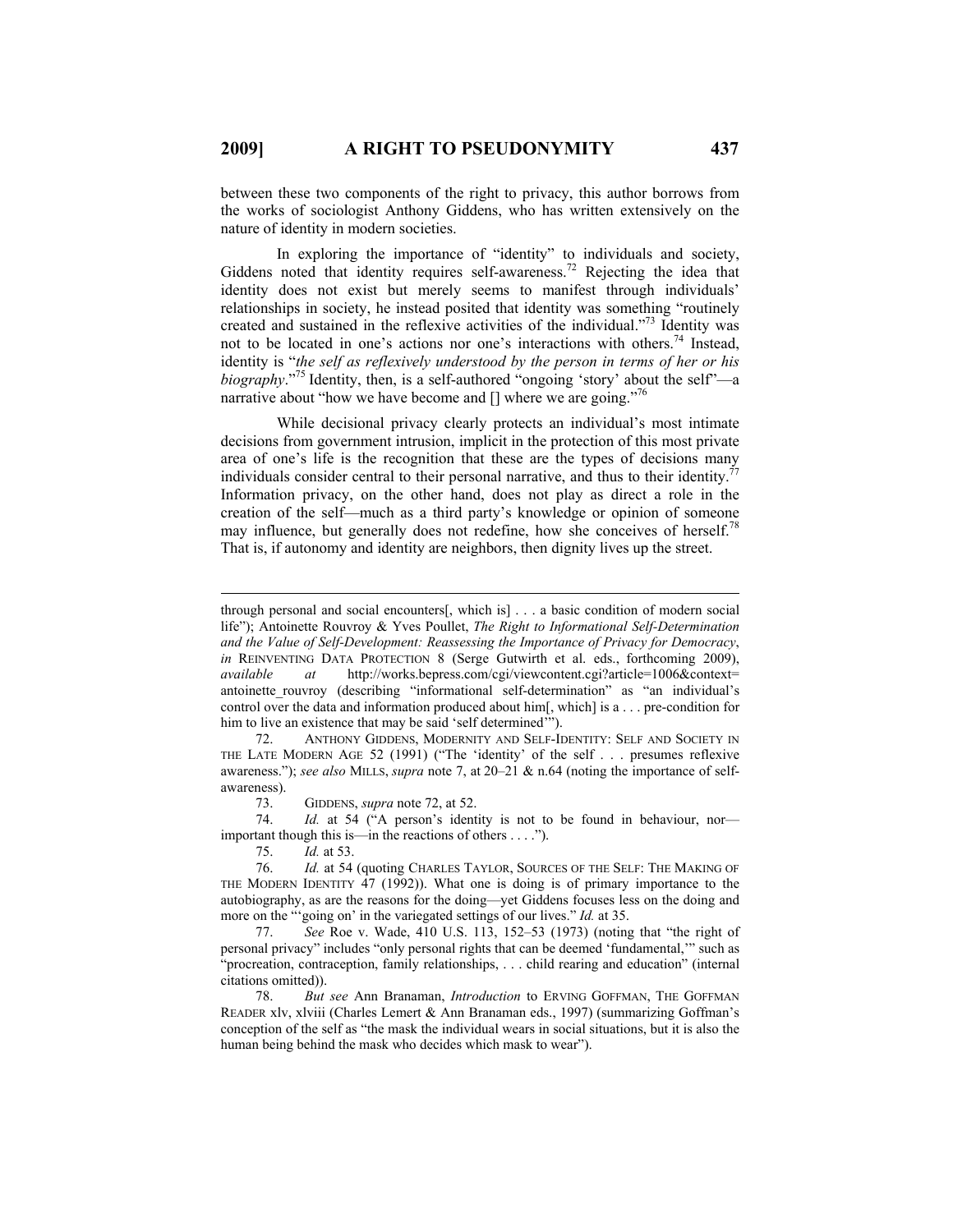between these two components of the right to privacy, this author borrows from the works of sociologist Anthony Giddens, who has written extensively on the nature of identity in modern societies.

In exploring the importance of "identity" to individuals and society, Giddens noted that identity requires self-awareness.[72] Rejecting the idea that identity does not exist but merely seems to manifest through individuals' relationships in society, he instead posited that identity was something "routinely created and sustained in the reflexive activities of the individual."[73] Identity was not to be located in one's actions nor one's interactions with others.[74] Instead, identity is "*the self as reflexively understood by the person in terms of her or his biography*."[75] Identity, then, is a self-authored "ongoing 'story' about the self"—a narrative about "how we have become and [] where we are going."[76]

While decisional privacy clearly protects an individual's most intimate decisions from government intrusion, implicit in the protection of this most private area of one's life is the recognition that these are the types of decisions many individuals consider central to their personal narrative, and thus to their identity.[77] Information privacy, on the other hand, does not play as direct a role in the creation of the self—much as a third party's knowledge or opinion of someone may influence, but generally does not redefine, how she conceives of herself.[78] That is, if autonomy and identity are neighbors, then dignity lives up the street.

---

through personal and social encounters[, which is] . . . a basic condition of modern social life"); Antoinette Rouvroy & Yves Poullet, *The Right to Informational Self-Determination and the Value of Self-Development: Reassessing the Importance of Privacy for Democracy*, *in* REINVENTING DATA PROTECTION 8 (Serge Gutwirth et al. eds., forthcoming 2009), *available at* http://works.bepress.com/cgi/viewcontent.cgi?article=1006&context=antoinette_rouvroy (describing "informational self-determination" as "an individual's control over the data and information produced about him[, which] is a . . . pre-condition for him to live an existence that may be said 'self determined'").

72. ANTHONY GIDDENS, MODERNITY AND SELF-IDENTITY: SELF AND SOCIETY IN THE LATE MODERN AGE 52 (1991) ("The 'identity' of the self . . . presumes reflexive awareness."); *see also* MILLS, *supra* note 7, at 20–21 & n.64 (noting the importance of self-awareness).

73. GIDDENS, *supra* note 72, at 52.

74. *Id.* at 54 ("A person's identity is not to be found in behaviour, nor—important though this is—in the reactions of others . . . .").

75. *Id.* at 53.

76. *Id.* at 54 (quoting CHARLES TAYLOR, SOURCES OF THE SELF: THE MAKING OF THE MODERN IDENTITY 47 (1992)). What one is doing is of primary importance to the autobiography, as are the reasons for the doing—yet Giddens focuses less on the doing and more on the "'going on' in the variegated settings of our lives." *Id.* at 35.

77. *See* Roe v. Wade, 410 U.S. 113, 152–53 (1973) (noting that "the right of personal privacy" includes "only personal rights that can be deemed 'fundamental,'" such as "procreation, contraception, family relationships, . . . child rearing and education" (internal citations omitted)).

78. *But see* Ann Branaman, *Introduction* to ERVING GOFFMAN, THE GOFFMAN READER xlv, xlviii (Charles Lemert & Ann Branaman eds., 1997) (summarizing Goffman's conception of the self as "the mask the individual wears in social situations, but it is also the human being behind the mask who decides which mask to wear").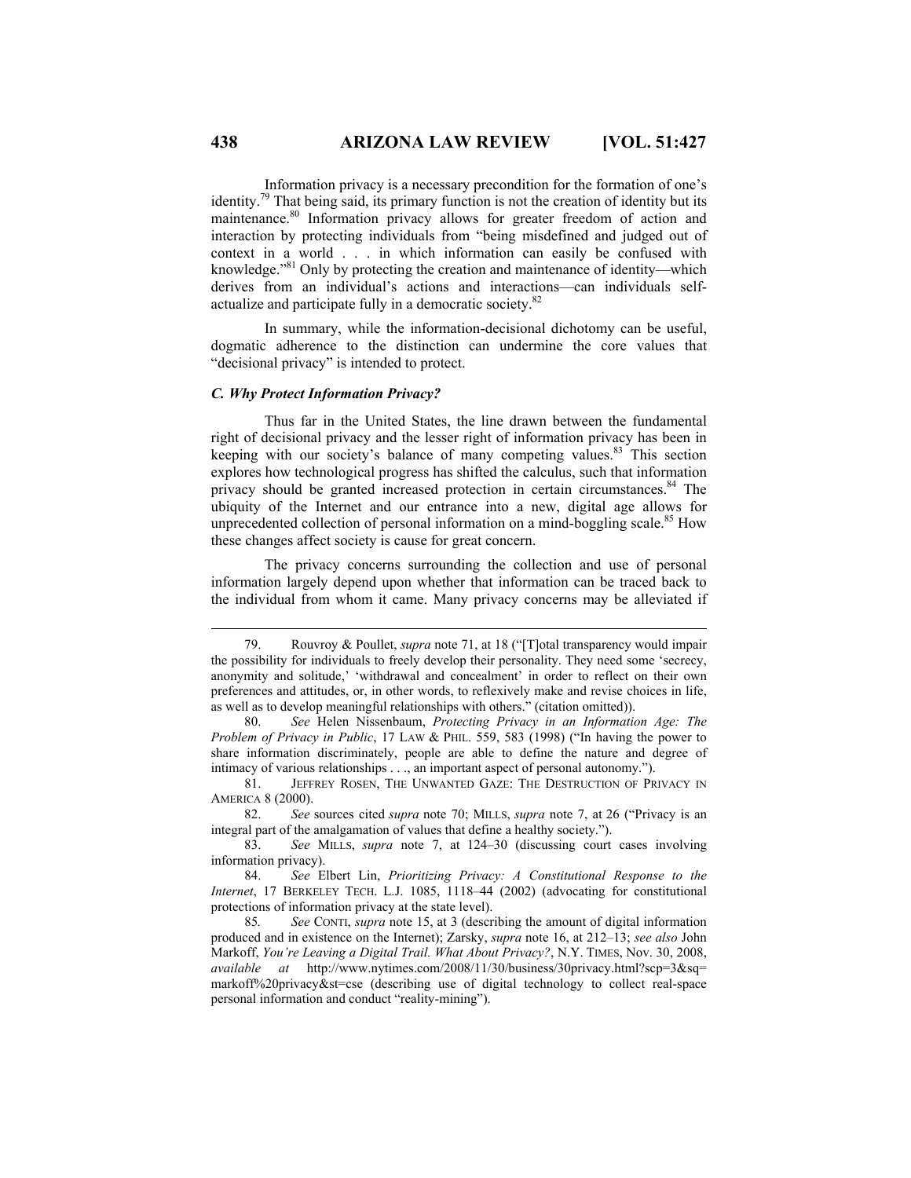Information privacy is a necessary precondition for the formation of one's identity.[79] That being said, its primary function is not the creation of identity but its maintenance.[80] Information privacy allows for greater freedom of action and interaction by protecting individuals from "being misdefined and judged out of context in a world . . . in which information can easily be confused with knowledge."[81] Only by protecting the creation and maintenance of identity—which derives from an individual's actions and interactions—can individuals self-actualize and participate fully in a democratic society.[82]

In summary, while the information-decisional dichotomy can be useful, dogmatic adherence to the distinction can undermine the core values that "decisional privacy" is intended to protect.

### *C. Why Protect Information Privacy?*

Thus far in the United States, the line drawn between the fundamental right of decisional privacy and the lesser right of information privacy has been in keeping with our society's balance of many competing values.[83] This section explores how technological progress has shifted the calculus, such that information privacy should be granted increased protection in certain circumstances.[84] The ubiquity of the Internet and our entrance into a new, digital age allows for unprecedented collection of personal information on a mind-boggling scale.[85] How these changes affect society is cause for great concern.

The privacy concerns surrounding the collection and use of personal information largely depend upon whether that information can be traced back to the individual from whom it came. Many privacy concerns may be alleviated if

---

79. Rouvroy & Poullet, *supra* note 71, at 18 ("[T]otal transparency would impair the possibility for individuals to freely develop their personality. They need some 'secrecy, anonymity and solitude,' 'withdrawal and concealment' in order to reflect on their own preferences and attitudes, or, in other words, to reflexively make and revise choices in life, as well as to develop meaningful relationships with others." (citation omitted)).

80. *See* Helen Nissenbaum, *Protecting Privacy in an Information Age: The Problem of Privacy in Public*, 17 LAW & PHIL. 559, 583 (1998) ("In having the power to share information discriminately, people are able to define the nature and degree of intimacy of various relationships . . ., an important aspect of personal autonomy.").

81. JEFFREY ROSEN, THE UNWANTED GAZE: THE DESTRUCTION OF PRIVACY IN AMERICA 8 (2000).

82. *See* sources cited *supra* note 70; MILLS, *supra* note 7, at 26 ("Privacy is an integral part of the amalgamation of values that define a healthy society.").

83. *See* MILLS, *supra* note 7, at 124–30 (discussing court cases involving information privacy).

84. *See* Elbert Lin, *Prioritizing Privacy: A Constitutional Response to the Internet*, 17 BERKELEY TECH. L.J. 1085, 1118–44 (2002) (advocating for constitutional protections of information privacy at the state level).

85. *See* CONTI, *supra* note 15, at 3 (describing the amount of digital information produced and in existence on the Internet); Zarsky, *supra* note 16, at 212–13; *see also* John Markoff, *You're Leaving a Digital Trail. What About Privacy?*, N.Y. TIMES, Nov. 30, 2008, *available at* http://www.nytimes.com/2008/11/30/business/30privacy.html?scp=3&sq=markoff%20privacy&st=cse (describing use of digital technology to collect real-space personal information and conduct "reality-mining").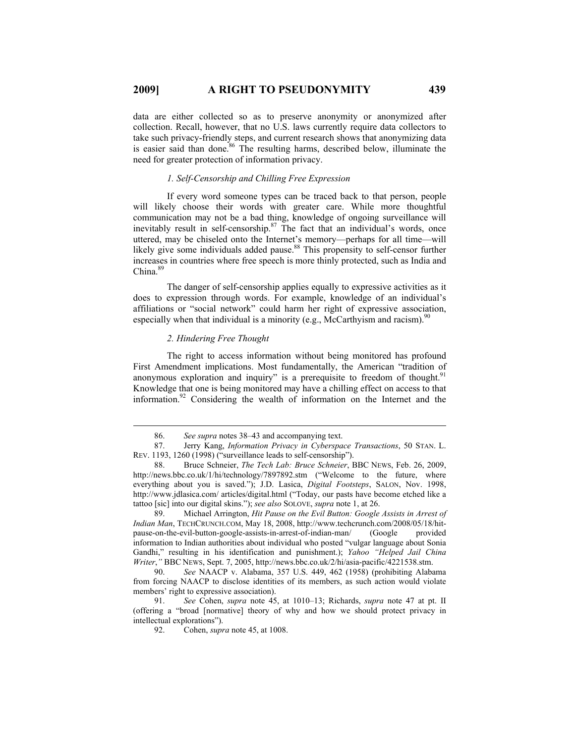data are either collected so as to preserve anonymity or anonymized after collection. Recall, however, that no U.S. laws currently require data collectors to take such privacy-friendly steps, and current research shows that anonymizing data is easier said than done.[86] The resulting harms, described below, illuminate the need for greater protection of information privacy.

### *1. Self-Censorship and Chilling Free Expression*

If every word someone types can be traced back to that person, people will likely choose their words with greater care. While more thoughtful communication may not be a bad thing, knowledge of ongoing surveillance will inevitably result in self-censorship.[87] The fact that an individual's words, once uttered, may be chiseled onto the Internet's memory—perhaps for all time—will likely give some individuals added pause.[88] This propensity to self-censor further increases in countries where free speech is more thinly protected, such as India and China.[89]

The danger of self-censorship applies equally to expressive activities as it does to expression through words. For example, knowledge of an individual's affiliations or "social network" could harm her right of expressive association, especially when that individual is a minority (e.g., McCarthyism and racism).[90]

### *2. Hindering Free Thought*

The right to access information without being monitored has profound First Amendment implications. Most fundamentally, the American "tradition of anonymous exploration and inquiry" is a prerequisite to freedom of thought.[91] Knowledge that one is being monitored may have a chilling effect on access to that information.[92] Considering the wealth of information on the Internet and the

---

86. *See supra* notes 38–43 and accompanying text.

87. Jerry Kang, *Information Privacy in Cyberspace Transactions*, 50 STAN. L. REV. 1193, 1260 (1998) ("surveillance leads to self-censorship").

88. Bruce Schneier, *The Tech Lab: Bruce Schneier*, BBC NEWS, Feb. 26, 2009, http://news.bbc.co.uk/1/hi/technology/7897892.stm ("Welcome to the future, where everything about you is saved."); J.D. Lasica, *Digital Footsteps*, SALON, Nov. 1998, http://www.jdlasica.com/ articles/digital.html ("Today, our pasts have become etched like a tattoo [sic] into our digital skins."); *see also* SOLOVE, *supra* note 1, at 26.

89. Michael Arrington, *Hit Pause on the Evil Button: Google Assists in Arrest of Indian Man*, TECHCRUNCH.COM, May 18, 2008, http://www.techcrunch.com/2008/05/18/hit-pause-on-the-evil-button-google-assists-in-arrest-of-indian-man/ (Google provided information to Indian authorities about individual who posted "vulgar language about Sonia Gandhi," resulting in his identification and punishment.); *Yahoo "Helped Jail China Writer*,*"* BBC NEWS, Sept. 7, 2005, http://news.bbc.co.uk/2/hi/asia-pacific/4221538.stm.

90. *See* NAACP v. Alabama, 357 U.S. 449, 462 (1958) (prohibiting Alabama from forcing NAACP to disclose identities of its members, as such action would violate members' right to expressive association).

91. *See* Cohen, *supra* note 45, at 1010–13; Richards, *supra* note 47 at pt. II (offering a "broad [normative] theory of why and how we should protect privacy in intellectual explorations").

92. Cohen, *supra* note 45, at 1008.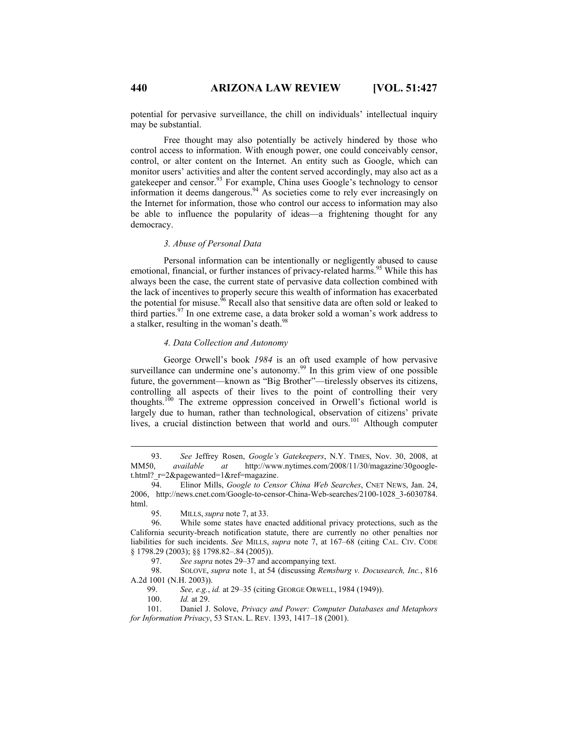potential for pervasive surveillance, the chill on individuals' intellectual inquiry may be substantial.

Free thought may also potentially be actively hindered by those who control access to information. With enough power, one could conceivably censor, control, or alter content on the Internet. An entity such as Google, which can monitor users' activities and alter the content served accordingly, may also act as a gatekeeper and censor.[93] For example, China uses Google's technology to censor information it deems dangerous.[94] As societies come to rely ever increasingly on the Internet for information, those who control our access to information may also be able to influence the popularity of ideas—a frightening thought for any democracy.

#### *3. Abuse of Personal Data*

Personal information can be intentionally or negligently abused to cause emotional, financial, or further instances of privacy-related harms.[95] While this has always been the case, the current state of pervasive data collection combined with the lack of incentives to properly secure this wealth of information has exacerbated the potential for misuse.[96] Recall also that sensitive data are often sold or leaked to third parties.[97] In one extreme case, a data broker sold a woman's work address to a stalker, resulting in the woman's death.[98]

#### *4. Data Collection and Autonomy*

George Orwell's book *1984* is an oft used example of how pervasive surveillance can undermine one's autonomy.[99] In this grim view of one possible future, the government—known as "Big Brother"—tirelessly observes its citizens, controlling all aspects of their lives to the point of controlling their very thoughts.[100] The extreme oppression conceived in Orwell's fictional world is largely due to human, rather than technological, observation of citizens' private lives, a crucial distinction between that world and ours.[101] Although computer

---

93. *See* Jeffrey Rosen, *Google's Gatekeepers*, N.Y. TIMES, Nov. 30, 2008, at MM50, *available at* http://www.nytimes.com/2008/11/30/magazine/30google-t.html?_r=2&pagewanted=1&ref=magazine.

94. Elinor Mills, *Google to Censor China Web Searches*, CNET NEWS, Jan. 24, 2006, http://news.cnet.com/Google-to-censor-China-Web-searches/2100-1028_3-6030784.html.

95. MILLS, *supra* note 7, at 33.

96. While some states have enacted additional privacy protections, such as the California security-breach notification statute, there are currently no other penalties nor liabilities for such incidents. *See* MILLS, *supra* note 7, at 167–68 (citing CAL. CIV. CODE § 1798.29 (2003); §§ 1798.82–.84 (2005)).

97. *See supra* notes 29–37 and accompanying text.

98. SOLOVE, *supra* note 1, at 54 (discussing *Remsburg v. Docusearch, Inc.*, 816 A.2d 1001 (N.H. 2003)).

99. *See, e.g.*, *id.* at 29–35 (citing GEORGE ORWELL, 1984 (1949)).

100. *Id.* at 29.

101. Daniel J. Solove, *Privacy and Power: Computer Databases and Metaphors for Information Privacy*, 53 STAN. L. REV. 1393, 1417–18 (2001).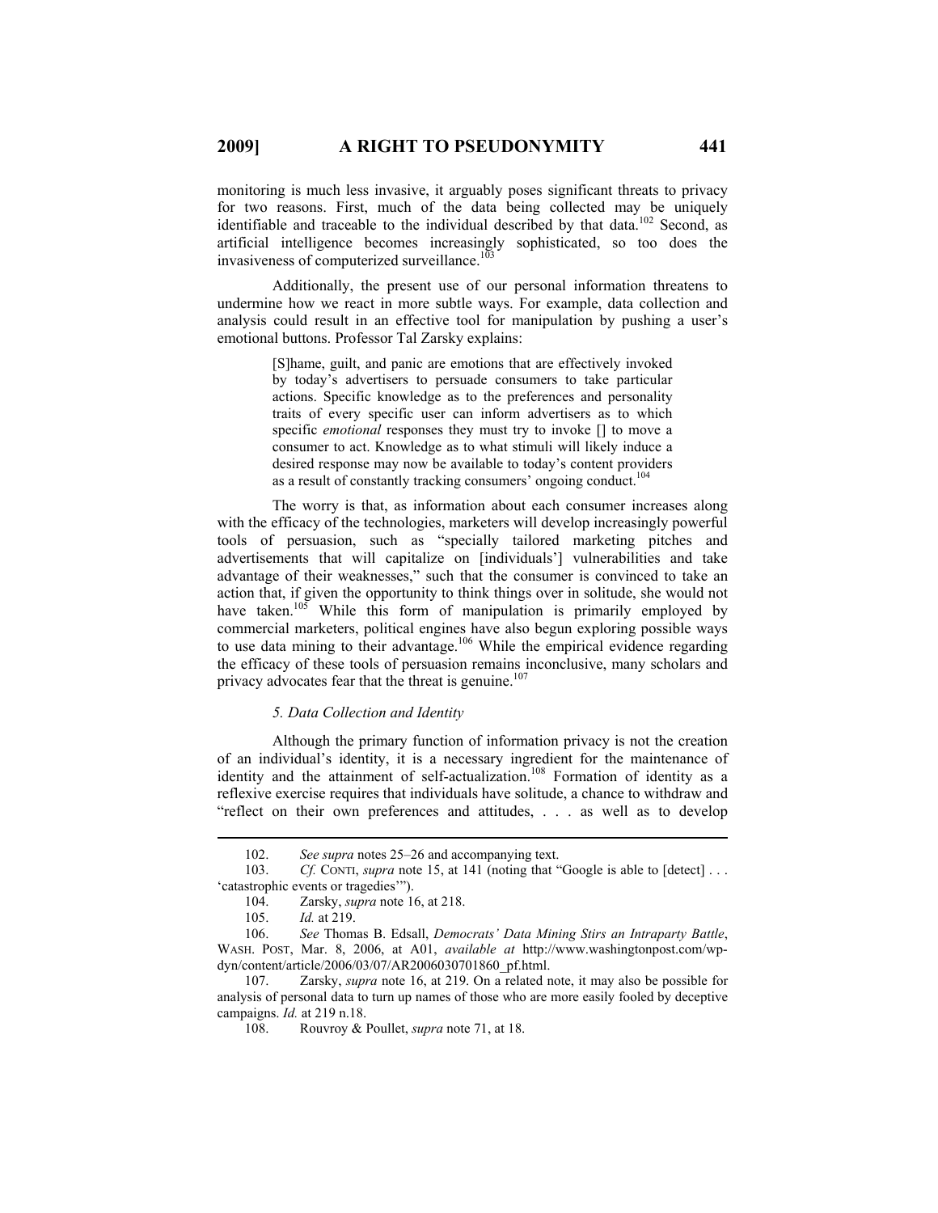monitoring is much less invasive, it arguably poses significant threats to privacy for two reasons. First, much of the data being collected may be uniquely identifiable and traceable to the individual described by that data.[102] Second, as artificial intelligence becomes increasingly sophisticated, so too does the invasiveness of computerized surveillance.[103]

Additionally, the present use of our personal information threatens to undermine how we react in more subtle ways. For example, data collection and analysis could result in an effective tool for manipulation by pushing a user's emotional buttons. Professor Tal Zarsky explains:

> [S]hame, guilt, and panic are emotions that are effectively invoked by today's advertisers to persuade consumers to take particular actions. Specific knowledge as to the preferences and personality traits of every specific user can inform advertisers as to which specific *emotional* responses they must try to invoke [] to move a consumer to act. Knowledge as to what stimuli will likely induce a desired response may now be available to today's content providers as a result of constantly tracking consumers' ongoing conduct.[104]

The worry is that, as information about each consumer increases along with the efficacy of the technologies, marketers will develop increasingly powerful tools of persuasion, such as "specially tailored marketing pitches and advertisements that will capitalize on [individuals'] vulnerabilities and take advantage of their weaknesses," such that the consumer is convinced to take an action that, if given the opportunity to think things over in solitude, she would not have taken.[105] While this form of manipulation is primarily employed by commercial marketers, political engines have also begun exploring possible ways to use data mining to their advantage.[106] While the empirical evidence regarding the efficacy of these tools of persuasion remains inconclusive, many scholars and privacy advocates fear that the threat is genuine.[107]

### *5. Data Collection and Identity*

Although the primary function of information privacy is not the creation of an individual's identity, it is a necessary ingredient for the maintenance of identity and the attainment of self-actualization.[108] Formation of identity as a reflexive exercise requires that individuals have solitude, a chance to withdraw and "reflect on their own preferences and attitudes, . . . as well as to develop

---

102. *See supra* notes 25–26 and accompanying text.

103. *Cf.* CONTI, *supra* note 15, at 141 (noting that "Google is able to [detect] . . . 'catastrophic events or tragedies'").

104. Zarsky, *supra* note 16, at 218.

105. *Id.* at 219.

106. *See* Thomas B. Edsall, *Democrats' Data Mining Stirs an Intraparty Battle*, WASH. POST, Mar. 8, 2006, at A01, *available at* http://www.washingtonpost.com/wp-dyn/content/article/2006/03/07/AR2006030701860_pf.html.

107. Zarsky, *supra* note 16, at 219. On a related note, it may also be possible for analysis of personal data to turn up names of those who are more easily fooled by deceptive campaigns. *Id.* at 219 n.18.

108. Rouvroy & Poullet, *supra* note 71, at 18.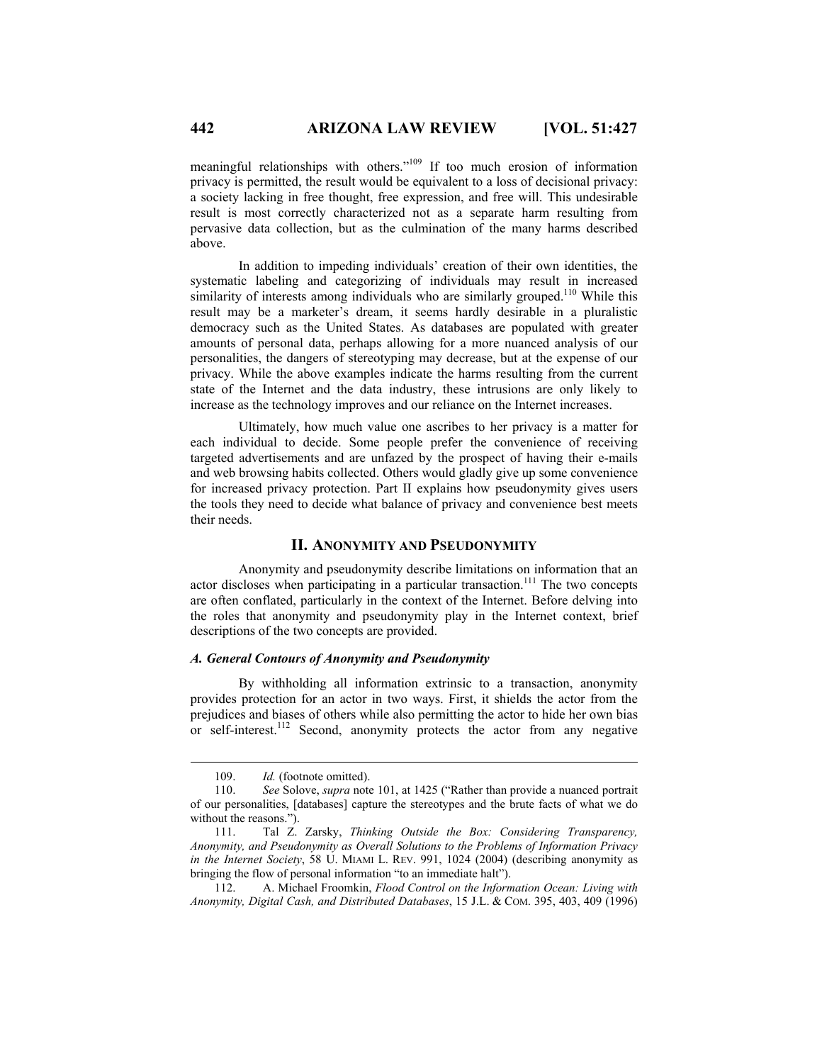meaningful relationships with others."[109] If too much erosion of information privacy is permitted, the result would be equivalent to a loss of decisional privacy: a society lacking in free thought, free expression, and free will. This undesirable result is most correctly characterized not as a separate harm resulting from pervasive data collection, but as the culmination of the many harms described above.

In addition to impeding individuals' creation of their own identities, the systematic labeling and categorizing of individuals may result in increased similarity of interests among individuals who are similarly grouped.[110] While this result may be a marketer's dream, it seems hardly desirable in a pluralistic democracy such as the United States. As databases are populated with greater amounts of personal data, perhaps allowing for a more nuanced analysis of our personalities, the dangers of stereotyping may decrease, but at the expense of our privacy. While the above examples indicate the harms resulting from the current state of the Internet and the data industry, these intrusions are only likely to increase as the technology improves and our reliance on the Internet increases.

Ultimately, how much value one ascribes to her privacy is a matter for each individual to decide. Some people prefer the convenience of receiving targeted advertisements and are unfazed by the prospect of having their e-mails and web browsing habits collected. Others would gladly give up some convenience for increased privacy protection. Part II explains how pseudonymity gives users the tools they need to decide what balance of privacy and convenience best meets their needs.

## II. ANONYMITY AND PSEUDONYMITY

Anonymity and pseudonymity describe limitations on information that an actor discloses when participating in a particular transaction.[111] The two concepts are often conflated, particularly in the context of the Internet. Before delving into the roles that anonymity and pseudonymity play in the Internet context, brief descriptions of the two concepts are provided.

### *A. General Contours of Anonymity and Pseudonymity*

By withholding all information extrinsic to a transaction, anonymity provides protection for an actor in two ways. First, it shields the actor from the prejudices and biases of others while also permitting the actor to hide her own bias or self-interest.[112] Second, anonymity protects the actor from any negative

---

109. *Id.* (footnote omitted).

110. *See* Solove, *supra* note 101, at 1425 ("Rather than provide a nuanced portrait of our personalities, [databases] capture the stereotypes and the brute facts of what we do without the reasons.").

111. Tal Z. Zarsky, *Thinking Outside the Box: Considering Transparency, Anonymity, and Pseudonymity as Overall Solutions to the Problems of Information Privacy in the Internet Society*, 58 U. MIAMI L. REV. 991, 1024 (2004) (describing anonymity as bringing the flow of personal information "to an immediate halt").

112. A. Michael Froomkin, *Flood Control on the Information Ocean: Living with Anonymity, Digital Cash, and Distributed Databases*, 15 J.L. & COM. 395, 403, 409 (1996)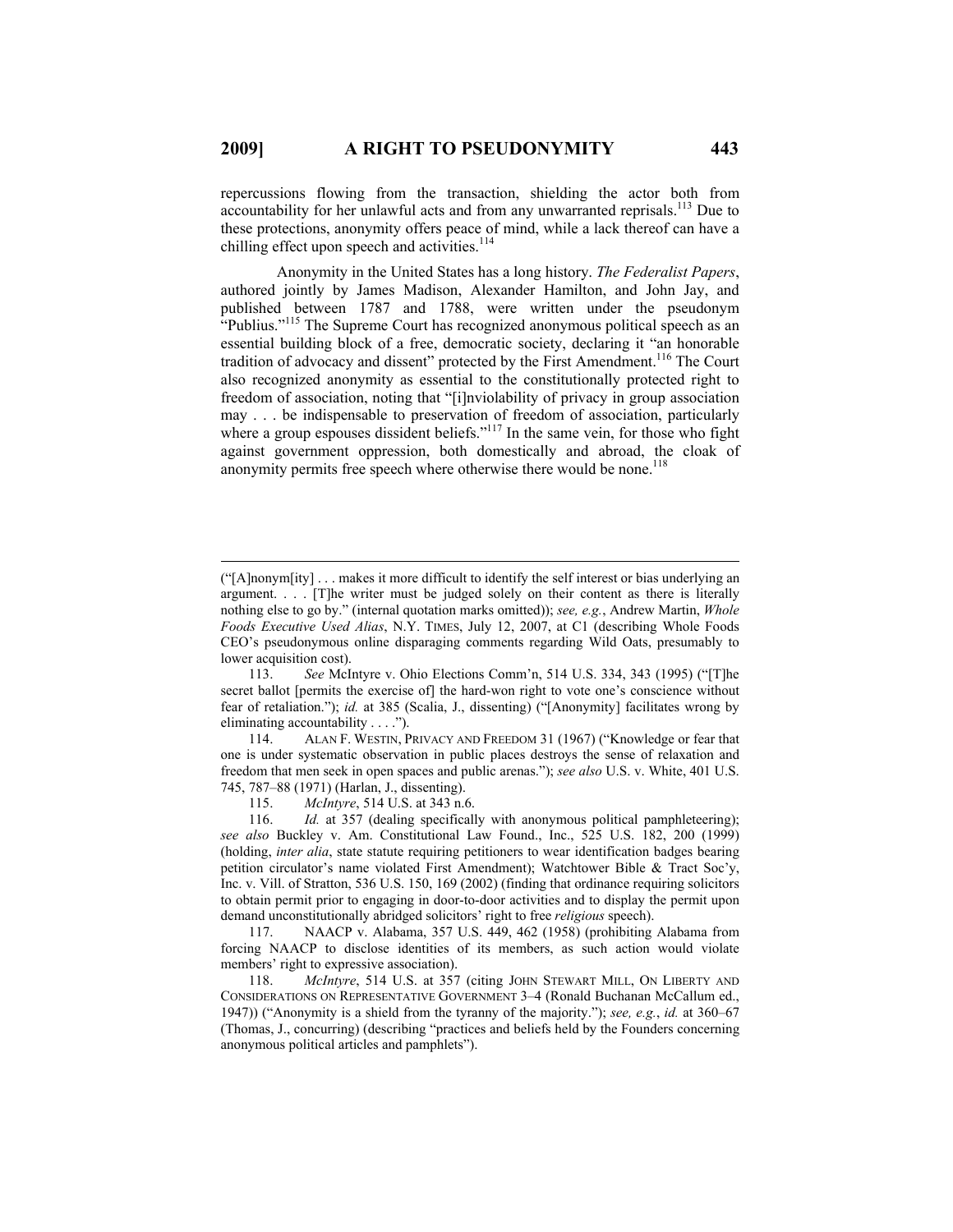repercussions flowing from the transaction, shielding the actor both from accountability for her unlawful acts and from any unwarranted reprisals.[113] Due to these protections, anonymity offers peace of mind, while a lack thereof can have a chilling effect upon speech and activities.[114]

Anonymity in the United States has a long history. *The Federalist Papers*, authored jointly by James Madison, Alexander Hamilton, and John Jay, and published between 1787 and 1788, were written under the pseudonym "Publius."[115] The Supreme Court has recognized anonymous political speech as an essential building block of a free, democratic society, declaring it "an honorable tradition of advocacy and dissent" protected by the First Amendment.[116] The Court also recognized anonymity as essential to the constitutionally protected right to freedom of association, noting that "[i]nviolability of privacy in group association may . . . be indispensable to preservation of freedom of association, particularly where a group espouses dissident beliefs."[117] In the same vein, for those who fight against government oppression, both domestically and abroad, the cloak of anonymity permits free speech where otherwise there would be none.[118]

---

("[A]nonym[ity] . . . makes it more difficult to identify the self interest or bias underlying an argument. . . . [T]he writer must be judged solely on their content as there is literally nothing else to go by." (internal quotation marks omitted)); *see, e.g.*, Andrew Martin, *Whole Foods Executive Used Alias*, N.Y. TIMES, July 12, 2007, at C1 (describing Whole Foods CEO's pseudonymous online disparaging comments regarding Wild Oats, presumably to lower acquisition cost).

113. *See* McIntyre v. Ohio Elections Comm'n, 514 U.S. 334, 343 (1995) ("[T]he secret ballot [permits the exercise of] the hard-won right to vote one's conscience without fear of retaliation."); *id.* at 385 (Scalia, J., dissenting) ("[Anonymity] facilitates wrong by eliminating accountability . . . .").

114. ALAN F. WESTIN, PRIVACY AND FREEDOM 31 (1967) ("Knowledge or fear that one is under systematic observation in public places destroys the sense of relaxation and freedom that men seek in open spaces and public arenas."); *see also* U.S. v. White, 401 U.S. 745, 787–88 (1971) (Harlan, J., dissenting).

115. *McIntyre*, 514 U.S. at 343 n.6.

116. *Id.* at 357 (dealing specifically with anonymous political pamphleteering); *see also* Buckley v. Am. Constitutional Law Found., Inc., 525 U.S. 182, 200 (1999) (holding, *inter alia*, state statute requiring petitioners to wear identification badges bearing petition circulator's name violated First Amendment); Watchtower Bible & Tract Soc'y, Inc. v. Vill. of Stratton, 536 U.S. 150, 169 (2002) (finding that ordinance requiring solicitors to obtain permit prior to engaging in door-to-door activities and to display the permit upon demand unconstitutionally abridged solicitors' right to free *religious* speech).

117. NAACP v. Alabama, 357 U.S. 449, 462 (1958) (prohibiting Alabama from forcing NAACP to disclose identities of its members, as such action would violate members' right to expressive association).

118. *McIntyre*, 514 U.S. at 357 (citing JOHN STEWART MILL, ON LIBERTY AND CONSIDERATIONS ON REPRESENTATIVE GOVERNMENT 3–4 (Ronald Buchanan McCallum ed., 1947)) ("Anonymity is a shield from the tyranny of the majority."); *see, e.g.*, *id.* at 360–67 (Thomas, J., concurring) (describing "practices and beliefs held by the Founders concerning anonymous political articles and pamphlets").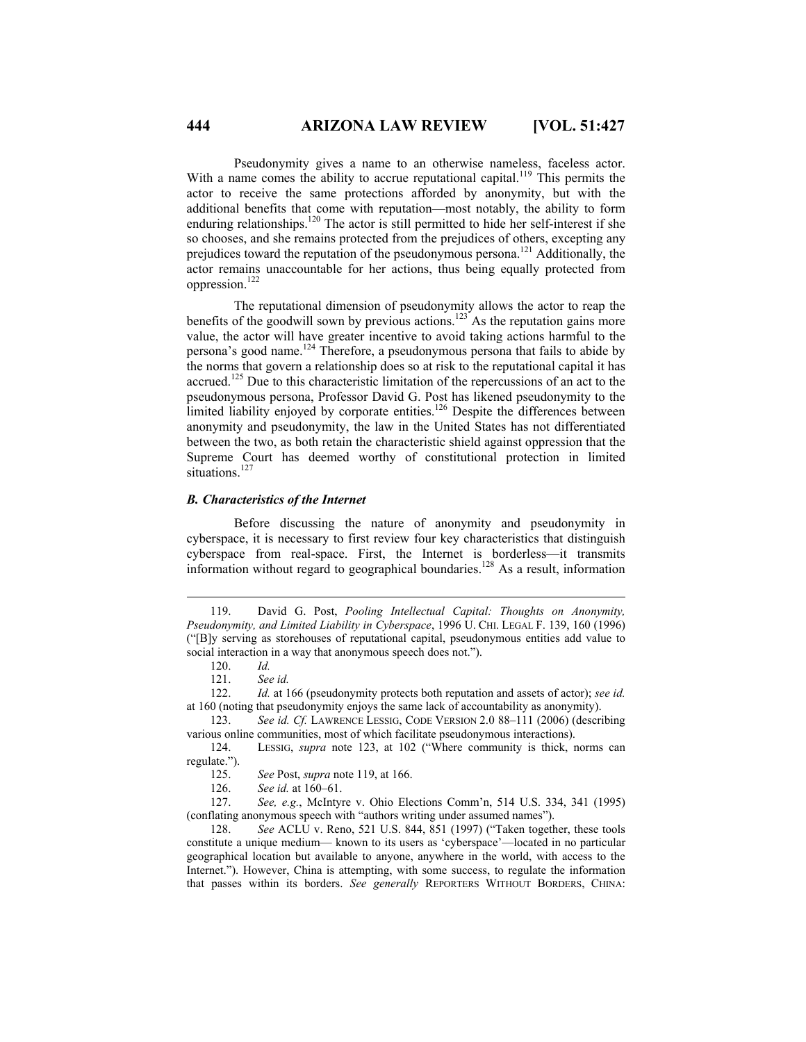Pseudonymity gives a name to an otherwise nameless, faceless actor. With a name comes the ability to accrue reputational capital.[119] This permits the actor to receive the same protections afforded by anonymity, but with the additional benefits that come with reputation—most notably, the ability to form enduring relationships.[120] The actor is still permitted to hide her self-interest if she so chooses, and she remains protected from the prejudices of others, excepting any prejudices toward the reputation of the pseudonymous persona.[121] Additionally, the actor remains unaccountable for her actions, thus being equally protected from oppression.[122]

The reputational dimension of pseudonymity allows the actor to reap the benefits of the goodwill sown by previous actions.[123] As the reputation gains more value, the actor will have greater incentive to avoid taking actions harmful to the persona's good name.[124] Therefore, a pseudonymous persona that fails to abide by the norms that govern a relationship does so at risk to the reputational capital it has accrued.[125] Due to this characteristic limitation of the repercussions of an act to the pseudonymous persona, Professor David G. Post has likened pseudonymity to the limited liability enjoyed by corporate entities.[126] Despite the differences between anonymity and pseudonymity, the law in the United States has not differentiated between the two, as both retain the characteristic shield against oppression that the Supreme Court has deemed worthy of constitutional protection in limited situations.[127]

### *B. Characteristics of the Internet*

Before discussing the nature of anonymity and pseudonymity in cyberspace, it is necessary to first review four key characteristics that distinguish cyberspace from real-space. First, the Internet is borderless—it transmits information without regard to geographical boundaries.[128] As a result, information

---

119. David G. Post, *Pooling Intellectual Capital: Thoughts on Anonymity, Pseudonymity, and Limited Liability in Cyberspace*, 1996 U. CHI. LEGAL F. 139, 160 (1996) ("[B]y serving as storehouses of reputational capital, pseudonymous entities add value to social interaction in a way that anonymous speech does not.").

120. *Id.*

121. *See id.*

122. *Id.* at 166 (pseudonymity protects both reputation and assets of actor); *see id.* at 160 (noting that pseudonymity enjoys the same lack of accountability as anonymity).

123. *See id. Cf.* LAWRENCE LESSIG, CODE VERSION 2.0 88–111 (2006) (describing various online communities, most of which facilitate pseudonymous interactions).

124. LESSIG, *supra* note 123, at 102 ("Where community is thick, norms can regulate.").

125. *See* Post, *supra* note 119, at 166.

126. *See id.* at 160–61.

127. *See, e.g.*, McIntyre v. Ohio Elections Comm'n, 514 U.S. 334, 341 (1995) (conflating anonymous speech with "authors writing under assumed names").

128. *See* ACLU v. Reno, 521 U.S. 844, 851 (1997) ("Taken together, these tools constitute a unique medium— known to its users as 'cyberspace'—located in no particular geographical location but available to anyone, anywhere in the world, with access to the Internet."). However, China is attempting, with some success, to regulate the information that passes within its borders. *See generally* REPORTERS WITHOUT BORDERS, CHINA: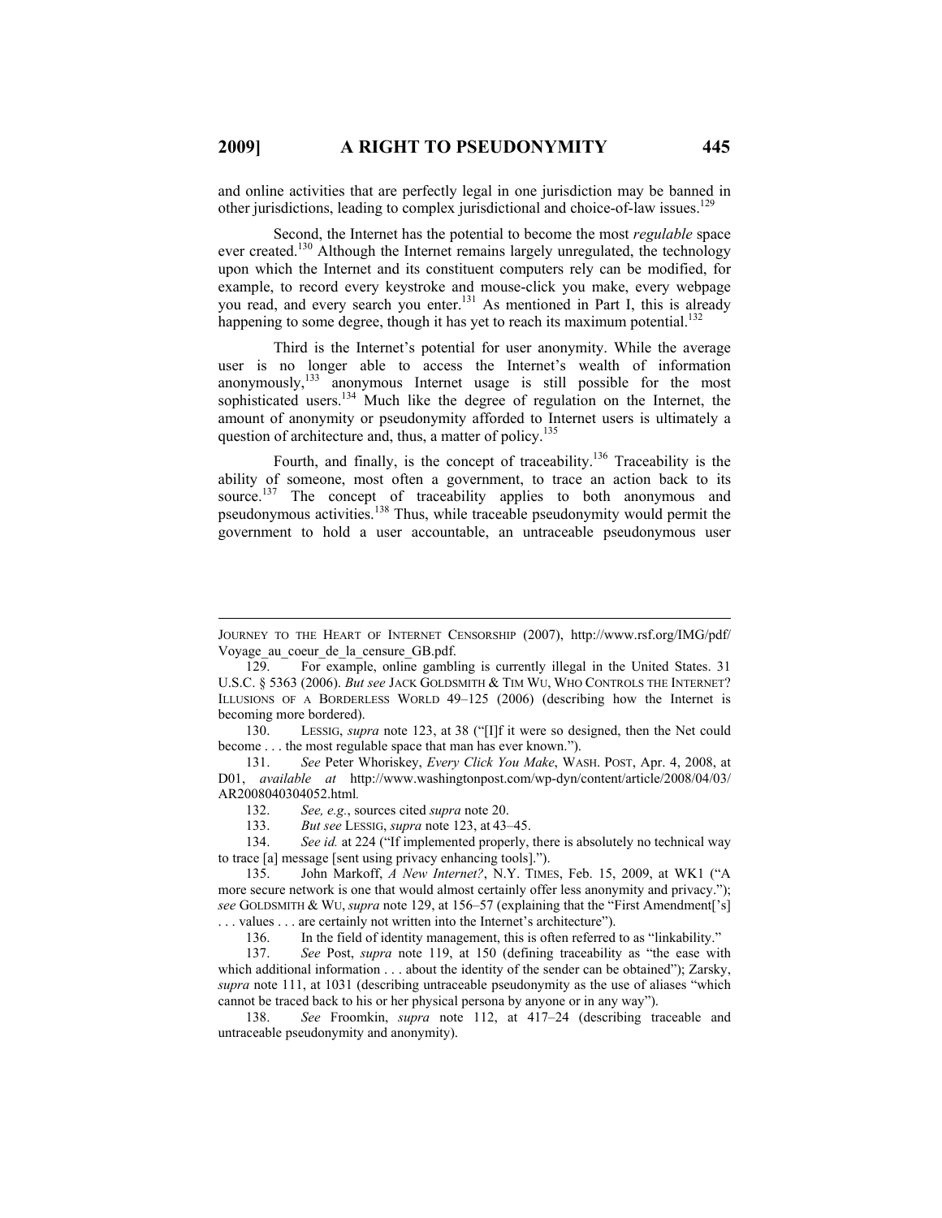and online activities that are perfectly legal in one jurisdiction may be banned in other jurisdictions, leading to complex jurisdictional and choice-of-law issues.[129]

Second, the Internet has the potential to become the most *regulable* space ever created.[130] Although the Internet remains largely unregulated, the technology upon which the Internet and its constituent computers rely can be modified, for example, to record every keystroke and mouse-click you make, every webpage you read, and every search you enter.[131] As mentioned in Part I, this is already happening to some degree, though it has yet to reach its maximum potential.[132]

Third is the Internet's potential for user anonymity. While the average user is no longer able to access the Internet's wealth of information anonymously,[133] anonymous Internet usage is still possible for the most sophisticated users.[134] Much like the degree of regulation on the Internet, the amount of anonymity or pseudonymity afforded to Internet users is ultimately a question of architecture and, thus, a matter of policy.[135]

Fourth, and finally, is the concept of traceability.[136] Traceability is the ability of someone, most often a government, to trace an action back to its source.[137] The concept of traceability applies to both anonymous and pseudonymous activities.[138] Thus, while traceable pseudonymity would permit the government to hold a user accountable, an untraceable pseudonymous user

---

JOURNEY TO THE HEART OF INTERNET CENSORSHIP (2007), http://www.rsf.org/IMG/pdf/Voyage_au_coeur_de_la_censure_GB.pdf.

129. For example, online gambling is currently illegal in the United States. 31 U.S.C. § 5363 (2006). *But see* JACK GOLDSMITH & TIM WU, WHO CONTROLS THE INTERNET? ILLUSIONS OF A BORDERLESS WORLD 49–125 (2006) (describing how the Internet is becoming more bordered).

130. LESSIG, *supra* note 123, at 38 ("[I]f it were so designed, then the Net could become . . . the most regulable space that man has ever known.").

131. *See* Peter Whoriskey, *Every Click You Make*, WASH. POST, Apr. 4, 2008, at D01, *available at* http://www.washingtonpost.com/wp-dyn/content/article/2008/04/03/AR2008040304052.html.

132. *See, e.g.*, sources cited *supra* note 20.

133. *But see* LESSIG, *supra* note 123, at 43–45.

134. *See id.* at 224 ("If implemented properly, there is absolutely no technical way to trace [a] message [sent using privacy enhancing tools].").

135. John Markoff, *A New Internet?*, N.Y. TIMES, Feb. 15, 2009, at WK1 ("A more secure network is one that would almost certainly offer less anonymity and privacy."); *see* GOLDSMITH & WU, *supra* note 129, at 156–57 (explaining that the "First Amendment['s] . . . values . . . are certainly not written into the Internet's architecture").

136. In the field of identity management, this is often referred to as "linkability."

137. *See* Post, *supra* note 119, at 150 (defining traceability as "the ease with which additional information . . . about the identity of the sender can be obtained"); Zarsky, *supra* note 111, at 1031 (describing untraceable pseudonymity as the use of aliases "which cannot be traced back to his or her physical persona by anyone or in any way").

138. *See* Froomkin, *supra* note 112, at 417–24 (describing traceable and untraceable pseudonymity and anonymity).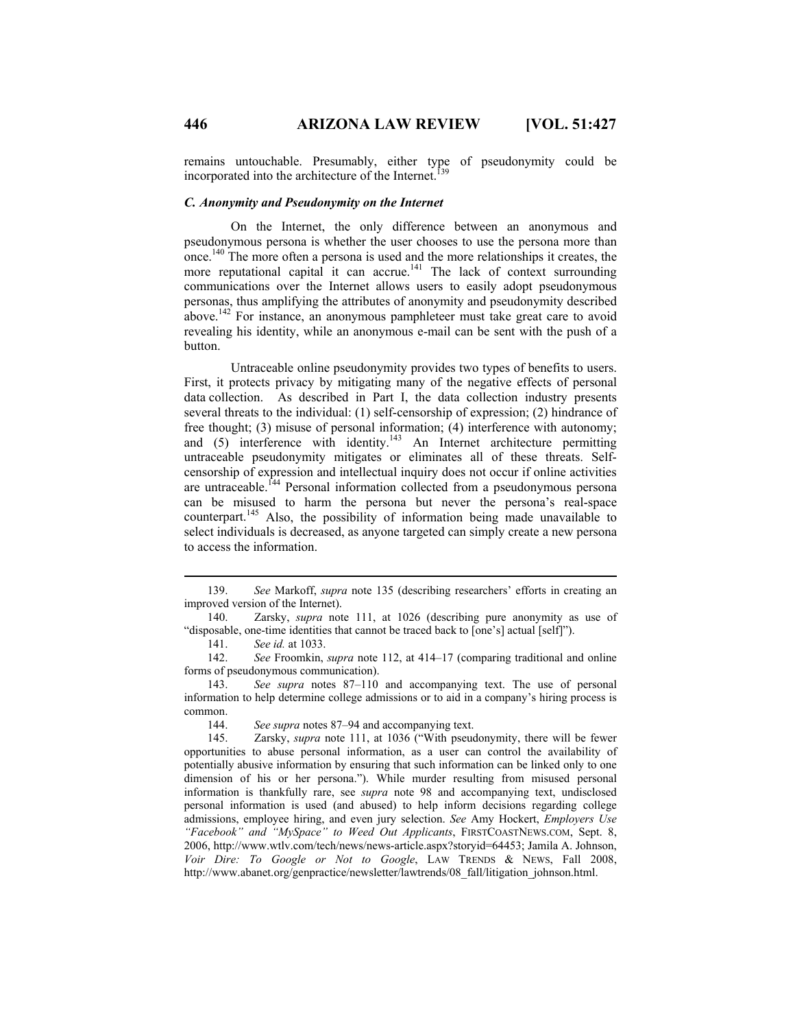remains untouchable. Presumably, either type of pseudonymity could be incorporated into the architecture of the Internet.[139]

### *C. Anonymity and Pseudonymity on the Internet*

On the Internet, the only difference between an anonymous and pseudonymous persona is whether the user chooses to use the persona more than once.[140] The more often a persona is used and the more relationships it creates, the more reputational capital it can accrue.[141] The lack of context surrounding communications over the Internet allows users to easily adopt pseudonymous personas, thus amplifying the attributes of anonymity and pseudonymity described above.[142] For instance, an anonymous pamphleteer must take great care to avoid revealing his identity, while an anonymous e-mail can be sent with the push of a button.

Untraceable online pseudonymity provides two types of benefits to users. First, it protects privacy by mitigating many of the negative effects of personal data collection. As described in Part I, the data collection industry presents several threats to the individual: (1) self-censorship of expression; (2) hindrance of free thought; (3) misuse of personal information; (4) interference with autonomy; and (5) interference with identity.[143] An Internet architecture permitting untraceable pseudonymity mitigates or eliminates all of these threats. Self-censorship of expression and intellectual inquiry does not occur if online activities are untraceable.[144] Personal information collected from a pseudonymous persona can be misused to harm the persona but never the persona's real-space counterpart.[145] Also, the possibility of information being made unavailable to select individuals is decreased, as anyone targeted can simply create a new persona to access the information.

---

139. *See* Markoff, *supra* note 135 (describing researchers' efforts in creating an improved version of the Internet).

140. Zarsky, *supra* note 111, at 1026 (describing pure anonymity as use of "disposable, one-time identities that cannot be traced back to [one's] actual [self]").

141. *See id.* at 1033.

142. *See* Froomkin, *supra* note 112, at 414–17 (comparing traditional and online forms of pseudonymous communication).

143. *See supra* notes 87–110 and accompanying text. The use of personal information to help determine college admissions or to aid in a company's hiring process is common.

144. *See supra* notes 87–94 and accompanying text.

145. Zarsky, *supra* note 111, at 1036 ("With pseudonymity, there will be fewer opportunities to abuse personal information, as a user can control the availability of potentially abusive information by ensuring that such information can be linked only to one dimension of his or her persona."). While murder resulting from misused personal information is thankfully rare, see *supra* note 98 and accompanying text, undisclosed personal information is used (and abused) to help inform decisions regarding college admissions, employee hiring, and even jury selection. *See* Amy Hockert, *Employers Use "Facebook" and "MySpace" to Weed Out Applicants*, FIRSTCOASTNEWS.COM, Sept. 8, 2006, http://www.wtlv.com/tech/news/news-article.aspx?storyid=64453; Jamila A. Johnson, *Voir Dire: To Google or Not to Google*, LAW TRENDS & NEWS, Fall 2008, http://www.abanet.org/genpractice/newsletter/lawtrends/08_fall/litigation_johnson.html.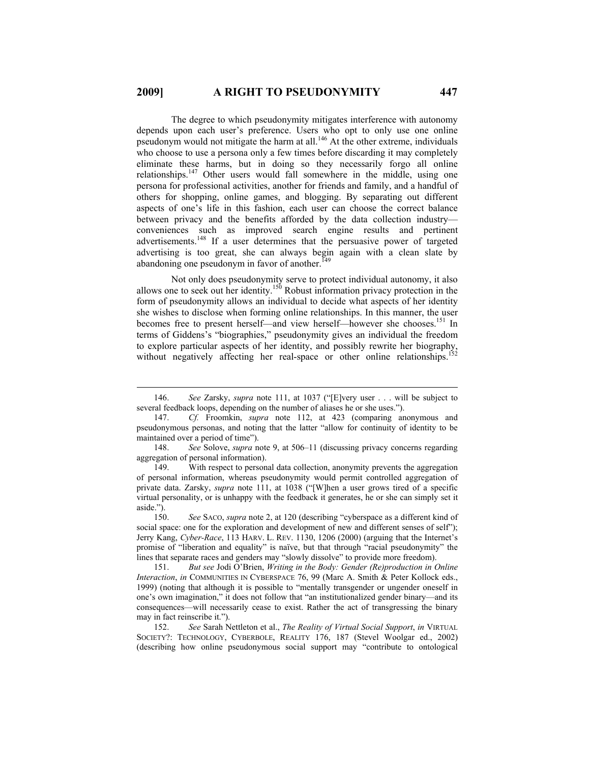The degree to which pseudonymity mitigates interference with autonomy depends upon each user's preference. Users who opt to only use one online pseudonym would not mitigate the harm at all.[146] At the other extreme, individuals who choose to use a persona only a few times before discarding it may completely eliminate these harms, but in doing so they necessarily forgo all online relationships.[147] Other users would fall somewhere in the middle, using one persona for professional activities, another for friends and family, and a handful of others for shopping, online games, and blogging. By separating out different aspects of one's life in this fashion, each user can choose the correct balance between privacy and the benefits afforded by the data collection industry—conveniences such as improved search engine results and pertinent advertisements.[148] If a user determines that the persuasive power of targeted advertising is too great, she can always begin again with a clean slate by abandoning one pseudonym in favor of another.[149]

Not only does pseudonymity serve to protect individual autonomy, it also allows one to seek out her identity.[150] Robust information privacy protection in the form of pseudonymity allows an individual to decide what aspects of her identity she wishes to disclose when forming online relationships. In this manner, the user becomes free to present herself—and view herself—however she chooses.[151] In terms of Giddens's "biographies," pseudonymity gives an individual the freedom to explore particular aspects of her identity, and possibly rewrite her biography, without negatively affecting her real-space or other online relationships.[152]

---

146. *See* Zarsky, *supra* note 111, at 1037 ("[E]very user . . . will be subject to several feedback loops, depending on the number of aliases he or she uses.").

147. *Cf.* Froomkin, *supra* note 112, at 423 (comparing anonymous and pseudonymous personas, and noting that the latter "allow for continuity of identity to be maintained over a period of time").

148. *See* Solove, *supra* note 9, at 506–11 (discussing privacy concerns regarding aggregation of personal information).

149. With respect to personal data collection, anonymity prevents the aggregation of personal information, whereas pseudonymity would permit controlled aggregation of private data. Zarsky, *supra* note 111, at 1038 ("[W]hen a user grows tired of a specific virtual personality, or is unhappy with the feedback it generates, he or she can simply set it aside.").

150. *See* SACO, *supra* note 2, at 120 (describing "cyberspace as a different kind of social space: one for the exploration and development of new and different senses of self"); Jerry Kang, *Cyber-Race*, 113 HARV. L. REV. 1130, 1206 (2000) (arguing that the Internet's promise of "liberation and equality" is naïve, but that through "racial pseudonymity" the lines that separate races and genders may "slowly dissolve" to provide more freedom).

151. *But see* Jodi O'Brien, *Writing in the Body: Gender (Re)production in Online Interaction*, *in* COMMUNITIES IN CYBERSPACE 76, 99 (Marc A. Smith & Peter Kollock eds., 1999) (noting that although it is possible to "mentally transgender or ungender oneself in one's own imagination," it does not follow that "an institutionalized gender binary—and its consequences—will necessarily cease to exist. Rather the act of transgressing the binary may in fact reinscribe it.").

152. *See* Sarah Nettleton et al., *The Reality of Virtual Social Support*, *in* VIRTUAL SOCIETY?: TECHNOLOGY, CYBERBOLE, REALITY 176, 187 (Stevel Woolgar ed., 2002) (describing how online pseudonymous social support may "contribute to ontological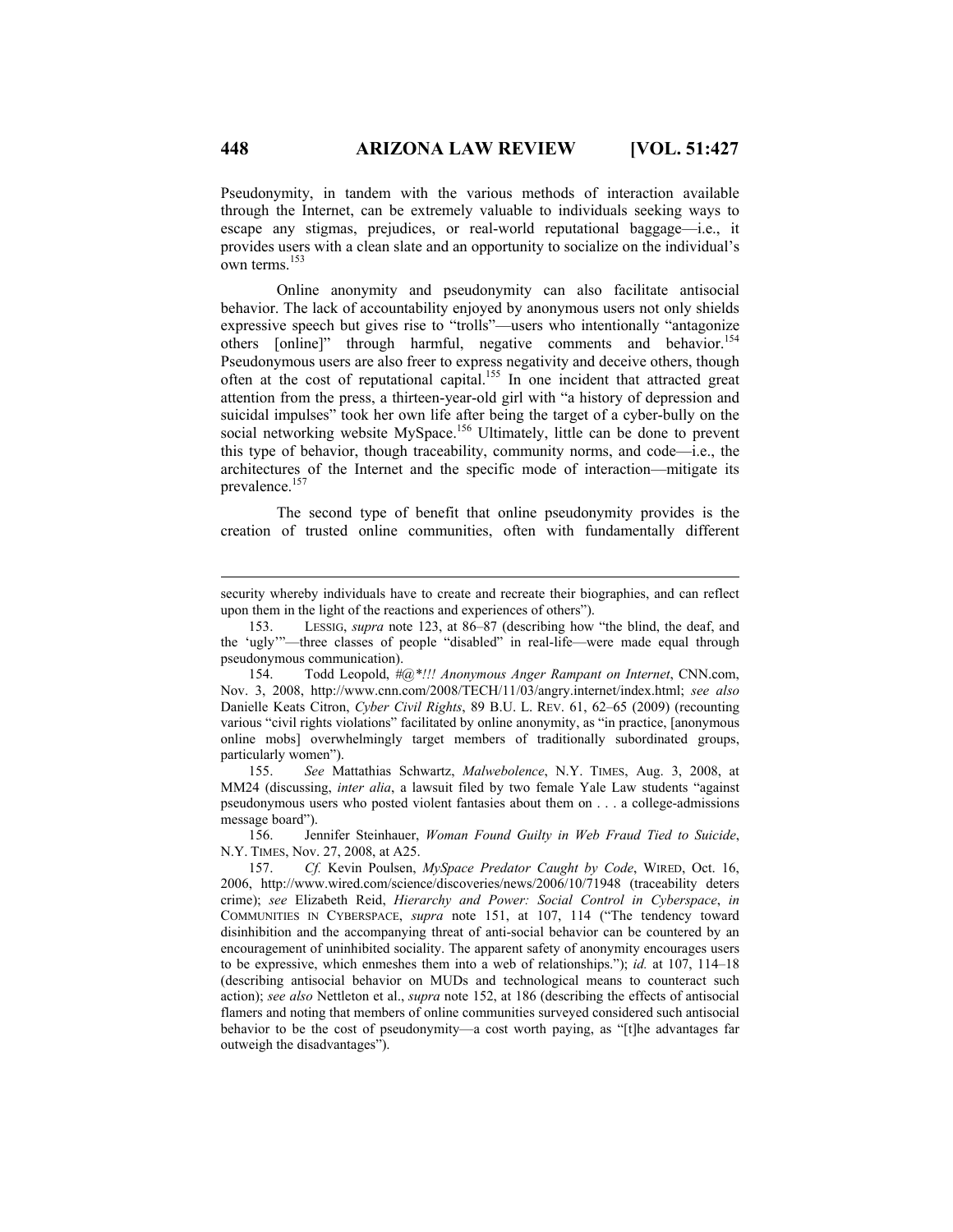Pseudonymity, in tandem with the various methods of interaction available through the Internet, can be extremely valuable to individuals seeking ways to escape any stigmas, prejudices, or real-world reputational baggage—i.e., it provides users with a clean slate and an opportunity to socialize on the individual's own terms.[153]

Online anonymity and pseudonymity can also facilitate antisocial behavior. The lack of accountability enjoyed by anonymous users not only shields expressive speech but gives rise to "trolls"—users who intentionally "antagonize others [online]" through harmful, negative comments and behavior.[154] Pseudonymous users are also freer to express negativity and deceive others, though often at the cost of reputational capital.[155] In one incident that attracted great attention from the press, a thirteen-year-old girl with "a history of depression and suicidal impulses" took her own life after being the target of a cyber-bully on the social networking website MySpace.[156] Ultimately, little can be done to prevent this type of behavior, though traceability, community norms, and code—i.e., the architectures of the Internet and the specific mode of interaction—mitigate its prevalence.[157]

The second type of benefit that online pseudonymity provides is the creation of trusted online communities, often with fundamentally different

---

security whereby individuals have to create and recreate their biographies, and can reflect upon them in the light of the reactions and experiences of others").

153. LESSIG, *supra* note 123, at 86–87 (describing how "the blind, the deaf, and the 'ugly'"—three classes of people "disabled" in real-life—were made equal through pseudonymous communication).

154. Todd Leopold, *#@*!!! Anonymous Anger Rampant on Internet*, CNN.com, Nov. 3, 2008, http://www.cnn.com/2008/TECH/11/03/angry.internet/index.html; *see also* Danielle Keats Citron, *Cyber Civil Rights*, 89 B.U. L. REV. 61, 62–65 (2009) (recounting various "civil rights violations" facilitated by online anonymity, as "in practice, [anonymous online mobs] overwhelmingly target members of traditionally subordinated groups, particularly women").

155. *See* Mattathias Schwartz, *Malwebolence*, N.Y. TIMES, Aug. 3, 2008, at MM24 (discussing, *inter alia*, a lawsuit filed by two female Yale Law students "against pseudonymous users who posted violent fantasies about them on . . . a college-admissions message board").

156. Jennifer Steinhauer, *Woman Found Guilty in Web Fraud Tied to Suicide*, N.Y. TIMES, Nov. 27, 2008, at A25.

157. *Cf.* Kevin Poulsen, *MySpace Predator Caught by Code*, WIRED, Oct. 16, 2006, http://www.wired.com/science/discoveries/news/2006/10/71948 (traceability deters crime); *see* Elizabeth Reid, *Hierarchy and Power: Social Control in Cyberspace*, *in* COMMUNITIES IN CYBERSPACE, *supra* note 151, at 107, 114 ("The tendency toward disinhibition and the accompanying threat of anti-social behavior can be countered by an encouragement of uninhibited sociality. The apparent safety of anonymity encourages users to be expressive, which enmeshes them into a web of relationships."); *id.* at 107, 114–18 (describing antisocial behavior on MUDs and technological means to counteract such action); *see also* Nettleton et al., *supra* note 152, at 186 (describing the effects of antisocial flamers and noting that members of online communities surveyed considered such antisocial behavior to be the cost of pseudonymity—a cost worth paying, as "[t]he advantages far outweigh the disadvantages").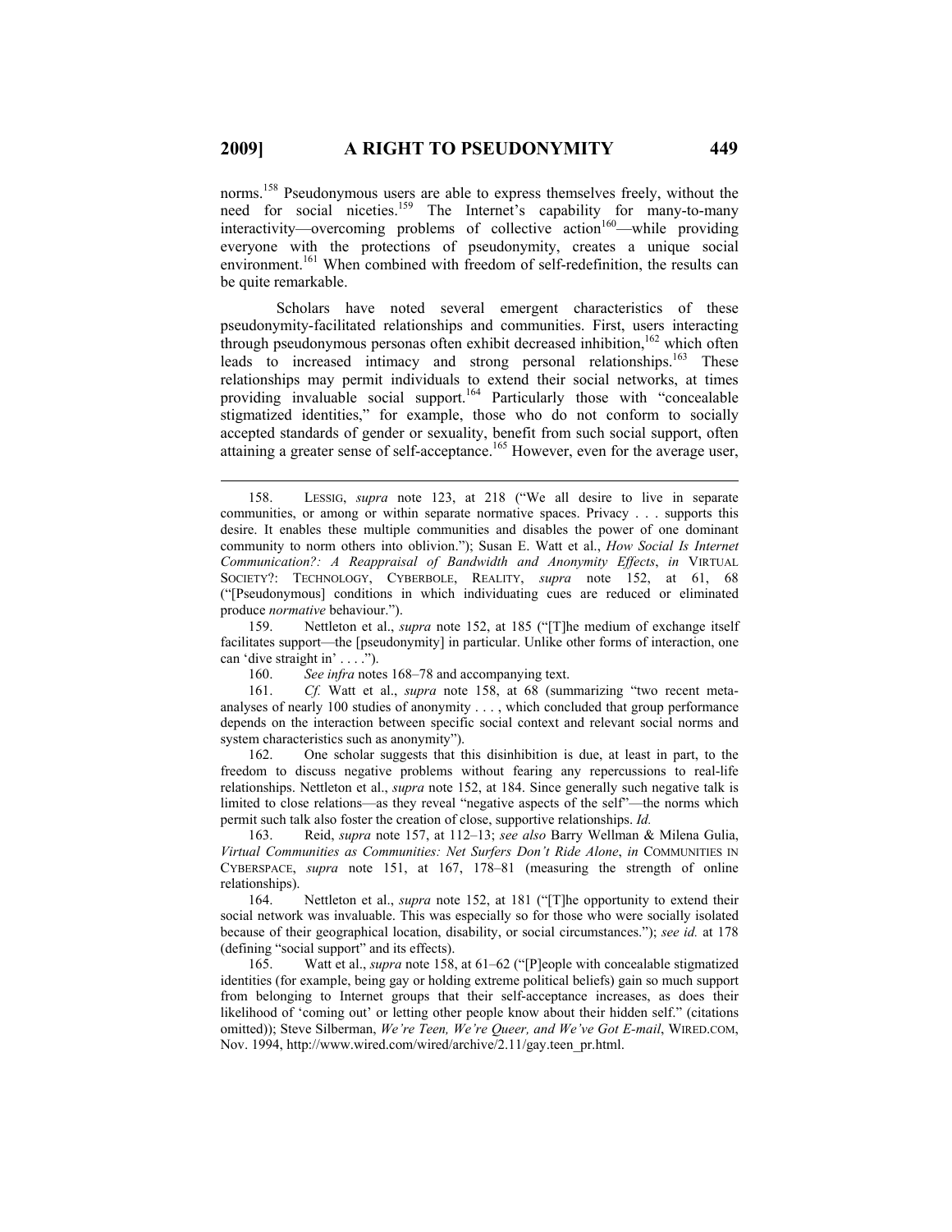norms.[158] Pseudonymous users are able to express themselves freely, without the need for social niceties.[159] The Internet's capability for many-to-many interactivity—overcoming problems of collective action[160]—while providing everyone with the protections of pseudonymity, creates a unique social environment.[161] When combined with freedom of self-redefinition, the results can be quite remarkable.

Scholars have noted several emergent characteristics of these pseudonymity-facilitated relationships and communities. First, users interacting through pseudonymous personas often exhibit decreased inhibition,[162] which often leads to increased intimacy and strong personal relationships.[163] These relationships may permit individuals to extend their social networks, at times providing invaluable social support.[164] Particularly those with "concealable stigmatized identities," for example, those who do not conform to socially accepted standards of gender or sexuality, benefit from such social support, often attaining a greater sense of self-acceptance.[165] However, even for the average user,

---

158. LESSIG, *supra* note 123, at 218 ("We all desire to live in separate communities, or among or within separate normative spaces. Privacy . . . supports this desire. It enables these multiple communities and disables the power of one dominant community to norm others into oblivion."); Susan E. Watt et al., *How Social Is Internet Communication?: A Reappraisal of Bandwidth and Anonymity Effects*, *in* VIRTUAL SOCIETY?: TECHNOLOGY, CYBERBOLE, REALITY, *supra* note 152, at 61, 68 ("[Pseudonymous] conditions in which individuating cues are reduced or eliminated produce *normative* behaviour.").

159. Nettleton et al., *supra* note 152, at 185 ("[T]he medium of exchange itself facilitates support—the [pseudonymity] in particular. Unlike other forms of interaction, one can 'dive straight in' . . . .").

160. *See infra* notes 168–78 and accompanying text.

161. *Cf.* Watt et al., *supra* note 158, at 68 (summarizing "two recent meta-analyses of nearly 100 studies of anonymity . . . , which concluded that group performance depends on the interaction between specific social context and relevant social norms and system characteristics such as anonymity").

162. One scholar suggests that this disinhibition is due, at least in part, to the freedom to discuss negative problems without fearing any repercussions to real-life relationships. Nettleton et al., *supra* note 152, at 184. Since generally such negative talk is limited to close relations—as they reveal "negative aspects of the self"—the norms which permit such talk also foster the creation of close, supportive relationships. *Id.*

163. Reid, *supra* note 157, at 112–13; *see also* Barry Wellman & Milena Gulia, *Virtual Communities as Communities: Net Surfers Don't Ride Alone*, *in* COMMUNITIES IN CYBERSPACE, *supra* note 151, at 167, 178–81 (measuring the strength of online relationships).

164. Nettleton et al., *supra* note 152, at 181 ("[T]he opportunity to extend their social network was invaluable. This was especially so for those who were socially isolated because of their geographical location, disability, or social circumstances."); *see id.* at 178 (defining "social support" and its effects).

165. Watt et al., *supra* note 158, at 61–62 ("[P]eople with concealable stigmatized identities (for example, being gay or holding extreme political beliefs) gain so much support from belonging to Internet groups that their self-acceptance increases, as does their likelihood of 'coming out' or letting other people know about their hidden self." (citations omitted)); Steve Silberman, *We're Teen, We're Queer, and We've Got E-mail*, WIRED.COM, Nov. 1994, http://www.wired.com/wired/archive/2.11/gay.teen_pr.html.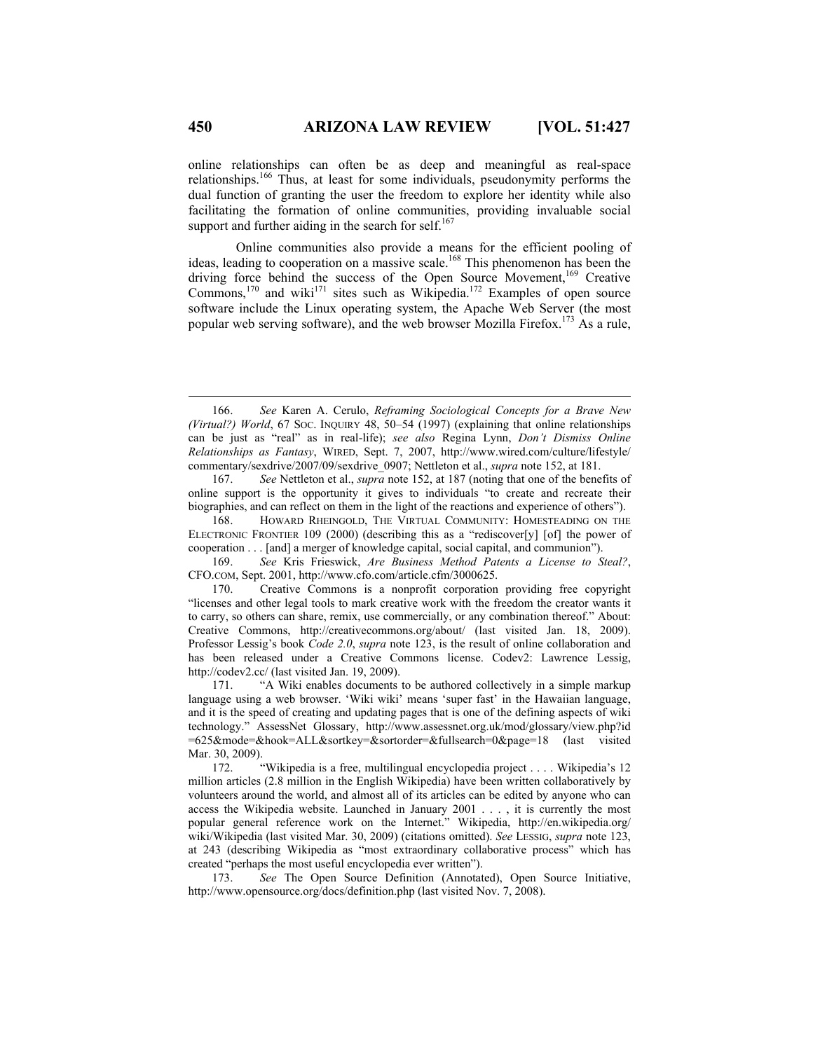online relationships can often be as deep and meaningful as real-space relationships.[166] Thus, at least for some individuals, pseudonymity performs the dual function of granting the user the freedom to explore her identity while also facilitating the formation of online communities, providing invaluable social support and further aiding in the search for self.[167]

Online communities also provide a means for the efficient pooling of ideas, leading to cooperation on a massive scale.[168] This phenomenon has been the driving force behind the success of the Open Source Movement,[169] Creative Commons,[170] and wiki[171] sites such as Wikipedia.[172] Examples of open source software include the Linux operating system, the Apache Web Server (the most popular web serving software), and the web browser Mozilla Firefox.[173] As a rule,

---

166. *See* Karen A. Cerulo, *Reframing Sociological Concepts for a Brave New (Virtual?) World*, 67 SOC. INQUIRY 48, 50–54 (1997) (explaining that online relationships can be just as "real" as in real-life); *see also* Regina Lynn, *Don't Dismiss Online Relationships as Fantasy*, WIRED, Sept. 7, 2007, http://www.wired.com/culture/lifestyle/commentary/sexdrive/2007/09/sexdrive_0907; Nettleton et al., *supra* note 152, at 181.

167. *See* Nettleton et al., *supra* note 152, at 187 (noting that one of the benefits of online support is the opportunity it gives to individuals "to create and recreate their biographies, and can reflect on them in the light of the reactions and experience of others").

168. HOWARD RHEINGOLD, THE VIRTUAL COMMUNITY: HOMESTEADING ON THE ELECTRONIC FRONTIER 109 (2000) (describing this as a "rediscover[y] [of] the power of cooperation . . . [and] a merger of knowledge capital, social capital, and communion").

169. *See* Kris Frieswick, *Are Business Method Patents a License to Steal?*, CFO.COM, Sept. 2001, http://www.cfo.com/article.cfm/3000625.

170. Creative Commons is a nonprofit corporation providing free copyright "licenses and other legal tools to mark creative work with the freedom the creator wants it to carry, so others can share, remix, use commercially, or any combination thereof." About: Creative Commons, http://creativecommons.org/about/ (last visited Jan. 18, 2009). Professor Lessig's book *Code 2.0*, *supra* note 123, is the result of online collaboration and has been released under a Creative Commons license. Codev2: Lawrence Lessig, http://codev2.cc/ (last visited Jan. 19, 2009).

171. "A Wiki enables documents to be authored collectively in a simple markup language using a web browser. 'Wiki wiki' means 'super fast' in the Hawaiian language, and it is the speed of creating and updating pages that is one of the defining aspects of wiki technology." AssessNet Glossary, http://www.assessnet.org.uk/mod/glossary/view.php?id=625&mode=&hook=ALL&sortkey=&sortorder=&fullsearch=0&page=18 (last visited Mar. 30, 2009).

172. "Wikipedia is a free, multilingual encyclopedia project . . . . Wikipedia's 12 million articles (2.8 million in the English Wikipedia) have been written collaboratively by volunteers around the world, and almost all of its articles can be edited by anyone who can access the Wikipedia website. Launched in January 2001 . . . , it is currently the most popular general reference work on the Internet." Wikipedia, http://en.wikipedia.org/wiki/Wikipedia (last visited Mar. 30, 2009) (citations omitted). *See* LESSIG, *supra* note 123, at 243 (describing Wikipedia as "most extraordinary collaborative process" which has created "perhaps the most useful encyclopedia ever written").

173. *See* The Open Source Definition (Annotated), Open Source Initiative, http://www.opensource.org/docs/definition.php (last visited Nov. 7, 2008).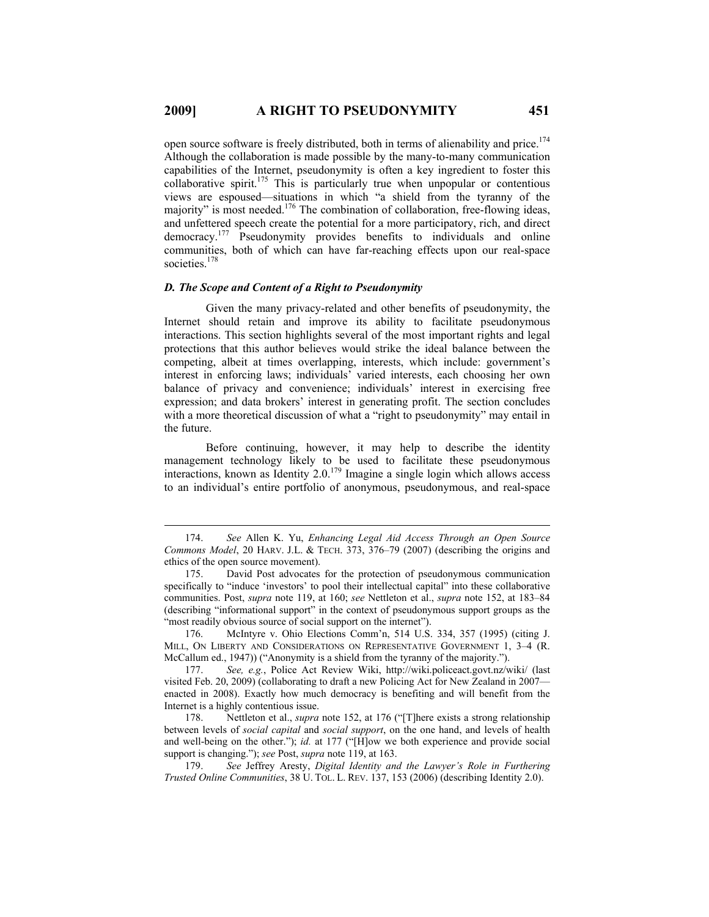open source software is freely distributed, both in terms of alienability and price.[174] Although the collaboration is made possible by the many-to-many communication capabilities of the Internet, pseudonymity is often a key ingredient to foster this collaborative spirit.[175] This is particularly true when unpopular or contentious views are espoused—situations in which "a shield from the tyranny of the majority" is most needed.[176] The combination of collaboration, free-flowing ideas, and unfettered speech create the potential for a more participatory, rich, and direct democracy.[177] Pseudonymity provides benefits to individuals and online communities, both of which can have far-reaching effects upon our real-space societies.[178]

### *D. The Scope and Content of a Right to Pseudonymity*

Given the many privacy-related and other benefits of pseudonymity, the Internet should retain and improve its ability to facilitate pseudonymous interactions. This section highlights several of the most important rights and legal protections that this author believes would strike the ideal balance between the competing, albeit at times overlapping, interests, which include: government's interest in enforcing laws; individuals' varied interests, each choosing her own balance of privacy and convenience; individuals' interest in exercising free expression; and data brokers' interest in generating profit. The section concludes with a more theoretical discussion of what a "right to pseudonymity" may entail in the future.

Before continuing, however, it may help to describe the identity management technology likely to be used to facilitate these pseudonymous interactions, known as Identity 2.0.[179] Imagine a single login which allows access to an individual's entire portfolio of anonymous, pseudonymous, and real-space

---

174. *See* Allen K. Yu, *Enhancing Legal Aid Access Through an Open Source Commons Model*, 20 HARV. J.L. & TECH. 373, 376–79 (2007) (describing the origins and ethics of the open source movement).

175. David Post advocates for the protection of pseudonymous communication specifically to "induce 'investors' to pool their intellectual capital" into these collaborative communities. Post, *supra* note 119, at 160; *see* Nettleton et al., *supra* note 152, at 183–84 (describing "informational support" in the context of pseudonymous support groups as the "most readily obvious source of social support on the internet").

176. McIntyre v. Ohio Elections Comm'n, 514 U.S. 334, 357 (1995) (citing J. MILL, ON LIBERTY AND CONSIDERATIONS ON REPRESENTATIVE GOVERNMENT 1, 3–4 (R. McCallum ed., 1947)) ("Anonymity is a shield from the tyranny of the majority.").

177. *See, e.g.*, Police Act Review Wiki, http://wiki.policeact.govt.nz/wiki/ (last visited Feb. 20, 2009) (collaborating to draft a new Policing Act for New Zealand in 2007—enacted in 2008). Exactly how much democracy is benefiting and will benefit from the Internet is a highly contentious issue.

178. Nettleton et al., *supra* note 152, at 176 ("[T]here exists a strong relationship between levels of *social capital* and *social support*, on the one hand, and levels of health and well-being on the other."); *id.* at 177 ("[H]ow we both experience and provide social support is changing."); *see* Post, *supra* note 119, at 163.

179. *See* Jeffrey Aresty, *Digital Identity and the Lawyer's Role in Furthering Trusted Online Communities*, 38 U. TOL. L. REV. 137, 153 (2006) (describing Identity 2.0).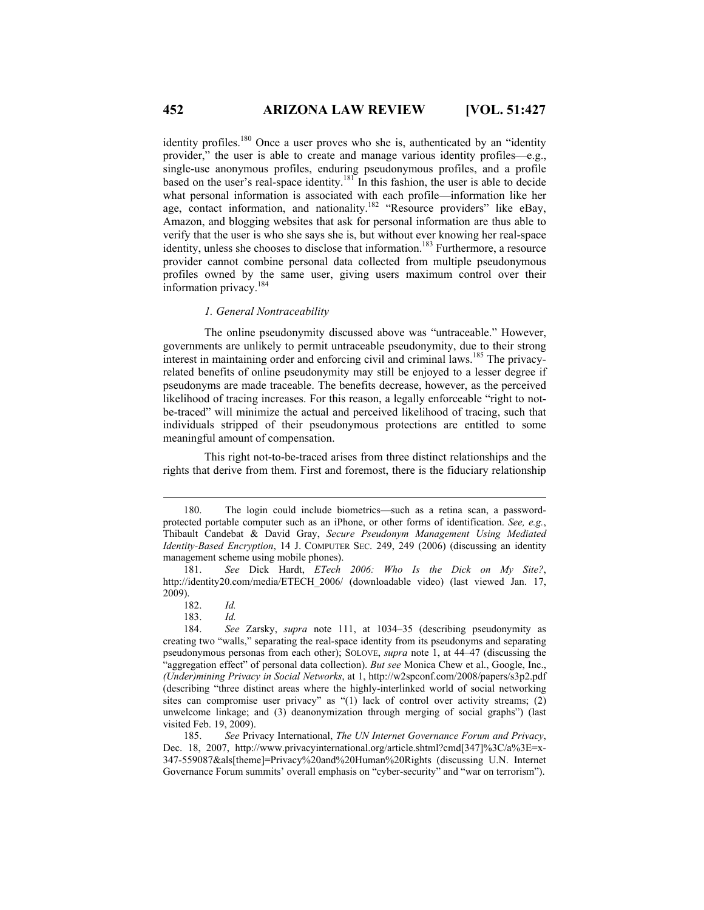identity profiles.[180] Once a user proves who she is, authenticated by an "identity provider," the user is able to create and manage various identity profiles—e.g., single-use anonymous profiles, enduring pseudonymous profiles, and a profile based on the user's real-space identity.[181] In this fashion, the user is able to decide what personal information is associated with each profile—information like her age, contact information, and nationality.[182] "Resource providers" like eBay, Amazon, and blogging websites that ask for personal information are thus able to verify that the user is who she says she is, but without ever knowing her real-space identity, unless she chooses to disclose that information.[183] Furthermore, a resource provider cannot combine personal data collected from multiple pseudonymous profiles owned by the same user, giving users maximum control over their information privacy.[184]

### *1. General Nontraceability*

The online pseudonymity discussed above was "untraceable." However, governments are unlikely to permit untraceable pseudonymity, due to their strong interest in maintaining order and enforcing civil and criminal laws.[185] The privacy-related benefits of online pseudonymity may still be enjoyed to a lesser degree if pseudonyms are made traceable. The benefits decrease, however, as the perceived likelihood of tracing increases. For this reason, a legally enforceable "right to not-be-traced" will minimize the actual and perceived likelihood of tracing, such that individuals stripped of their pseudonymous protections are entitled to some meaningful amount of compensation.

This right not-to-be-traced arises from three distinct relationships and the rights that derive from them. First and foremost, there is the fiduciary relationship

---

180. The login could include biometrics—such as a retina scan, a password-protected portable computer such as an iPhone, or other forms of identification. *See, e.g.*, Thibault Candebat & David Gray, *Secure Pseudonym Management Using Mediated Identity-Based Encryption*, 14 J. COMPUTER SEC. 249, 249 (2006) (discussing an identity management scheme using mobile phones).

181. *See* Dick Hardt, *ETech 2006: Who Is the Dick on My Site?*, http://identity20.com/media/ETECH_2006/ (downloadable video) (last viewed Jan. 17, 2009).

182. *Id.*

183. *Id.*

184. *See* Zarsky, *supra* note 111, at 1034–35 (describing pseudonymity as creating two "walls," separating the real-space identity from its pseudonyms and separating pseudonymous personas from each other); SOLOVE, *supra* note 1, at 44–47 (discussing the "aggregation effect" of personal data collection). *But see* Monica Chew et al., Google, Inc., *(Under)mining Privacy in Social Networks*, at 1, http://w2spconf.com/2008/papers/s3p2.pdf (describing "three distinct areas where the highly-interlinked world of social networking sites can compromise user privacy" as "(1) lack of control over activity streams; (2) unwelcome linkage; and (3) deanonymization through merging of social graphs") (last visited Feb. 19, 2009).

185. *See* Privacy International, *The UN Internet Governance Forum and Privacy*, Dec. 18, 2007, http://www.privacyinternational.org/article.shtml?cmd[347]%3C/a%3E=x-347-559087&als[theme]=Privacy%20and%20Human%20Rights (discussing U.N. Internet Governance Forum summits' overall emphasis on "cyber-security" and "war on terrorism").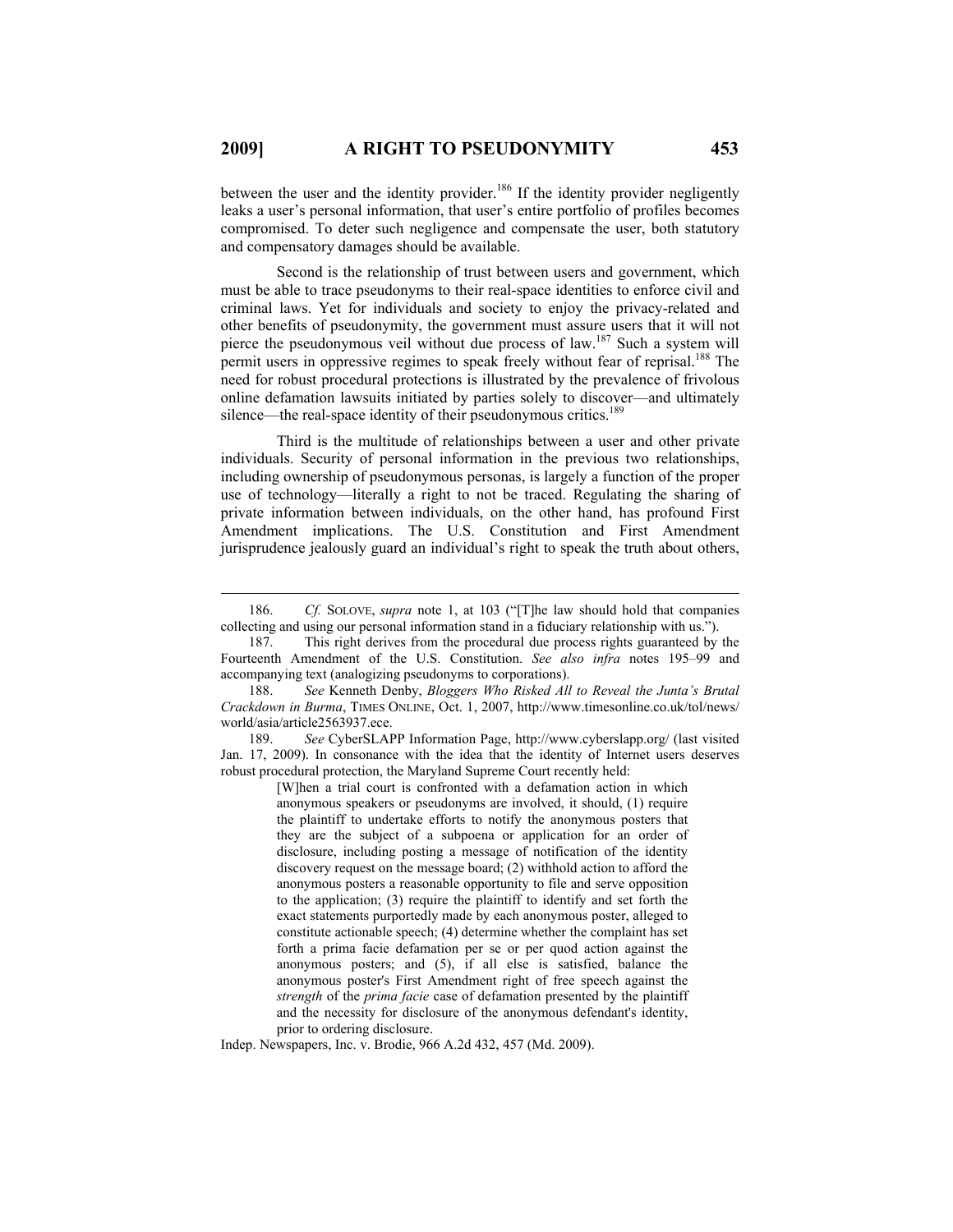between the user and the identity provider.[186] If the identity provider negligently leaks a user's personal information, that user's entire portfolio of profiles becomes compromised. To deter such negligence and compensate the user, both statutory and compensatory damages should be available.

Second is the relationship of trust between users and government, which must be able to trace pseudonyms to their real-space identities to enforce civil and criminal laws. Yet for individuals and society to enjoy the privacy-related and other benefits of pseudonymity, the government must assure users that it will not pierce the pseudonymous veil without due process of law.[187] Such a system will permit users in oppressive regimes to speak freely without fear of reprisal.[188] The need for robust procedural protections is illustrated by the prevalence of frivolous online defamation lawsuits initiated by parties solely to discover—and ultimately silence—the real-space identity of their pseudonymous critics.[189]

Third is the multitude of relationships between a user and other private individuals. Security of personal information in the previous two relationships, including ownership of pseudonymous personas, is largely a function of the proper use of technology—literally a right to not be traced. Regulating the sharing of private information between individuals, on the other hand, has profound First Amendment implications. The U.S. Constitution and First Amendment jurisprudence jealously guard an individual's right to speak the truth about others,

---

186. *Cf.* SOLOVE, *supra* note 1, at 103 ("[T]he law should hold that companies collecting and using our personal information stand in a fiduciary relationship with us.").

187. This right derives from the procedural due process rights guaranteed by the Fourteenth Amendment of the U.S. Constitution. *See also infra* notes 195–99 and accompanying text (analogizing pseudonyms to corporations).

188. *See* Kenneth Denby, *Bloggers Who Risked All to Reveal the Junta's Brutal Crackdown in Burma*, TIMES ONLINE, Oct. 1, 2007, http://www.timesonline.co.uk/tol/news/world/asia/article2563937.ece.

189. *See* CyberSLAPP Information Page, http://www.cyberslapp.org/ (last visited Jan. 17, 2009). In consonance with the idea that the identity of Internet users deserves robust procedural protection, the Maryland Supreme Court recently held:

> [W]hen a trial court is confronted with a defamation action in which anonymous speakers or pseudonyms are involved, it should, (1) require the plaintiff to undertake efforts to notify the anonymous posters that they are the subject of a subpoena or application for an order of disclosure, including posting a message of notification of the identity discovery request on the message board; (2) withhold action to afford the anonymous posters a reasonable opportunity to file and serve opposition to the application; (3) require the plaintiff to identify and set forth the exact statements purportedly made by each anonymous poster, alleged to constitute actionable speech; (4) determine whether the complaint has set forth a prima facie defamation per se or per quod action against the anonymous posters; and (5), if all else is satisfied, balance the anonymous poster's First Amendment right of free speech against the *strength* of the *prima facie* case of defamation presented by the plaintiff and the necessity for disclosure of the anonymous defendant's identity, prior to ordering disclosure.

Indep. Newspapers, Inc. v. Brodie, 966 A.2d 432, 457 (Md. 2009).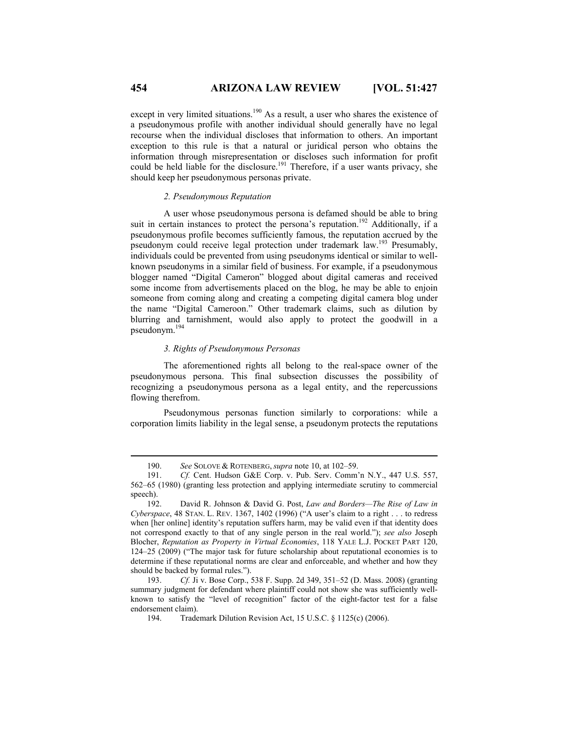except in very limited situations.[190] As a result, a user who shares the existence of a pseudonymous profile with another individual should generally have no legal recourse when the individual discloses that information to others. An important exception to this rule is that a natural or juridical person who obtains the information through misrepresentation or discloses such information for profit could be held liable for the disclosure.[191] Therefore, if a user wants privacy, she should keep her pseudonymous personas private.

### *2. Pseudonymous Reputation*

A user whose pseudonymous persona is defamed should be able to bring suit in certain instances to protect the persona's reputation.[192] Additionally, if a pseudonymous profile becomes sufficiently famous, the reputation accrued by the pseudonym could receive legal protection under trademark law.[193] Presumably, individuals could be prevented from using pseudonyms identical or similar to well-known pseudonyms in a similar field of business. For example, if a pseudonymous blogger named "Digital Cameron" blogged about digital cameras and received some income from advertisements placed on the blog, he may be able to enjoin someone from coming along and creating a competing digital camera blog under the name "Digital Cameroon." Other trademark claims, such as dilution by blurring and tarnishment, would also apply to protect the goodwill in a pseudonym.[194]

### *3. Rights of Pseudonymous Personas*

The aforementioned rights all belong to the real-space owner of the pseudonymous persona. This final subsection discusses the possibility of recognizing a pseudonymous persona as a legal entity, and the repercussions flowing therefrom.

Pseudonymous personas function similarly to corporations: while a corporation limits liability in the legal sense, a pseudonym protects the reputations

---

190. *See* SOLOVE & ROTENBERG, *supra* note 10, at 102–59.

191. *Cf.* Cent. Hudson G&E Corp. v. Pub. Serv. Comm'n N.Y., 447 U.S. 557, 562–65 (1980) (granting less protection and applying intermediate scrutiny to commercial speech).

192. David R. Johnson & David G. Post, *Law and Borders—The Rise of Law in Cyberspace*, 48 STAN. L. REV. 1367, 1402 (1996) ("A user's claim to a right . . . to redress when [her online] identity's reputation suffers harm, may be valid even if that identity does not correspond exactly to that of any single person in the real world."); *see also* Joseph Blocher, *Reputation as Property in Virtual Economies*, 118 YALE L.J. POCKET PART 120, 124–25 (2009) ("The major task for future scholarship about reputational economies is to determine if these reputational norms are clear and enforceable, and whether and how they should be backed by formal rules.").

193. *Cf.* Ji v. Bose Corp., 538 F. Supp. 2d 349, 351–52 (D. Mass. 2008) (granting summary judgment for defendant where plaintiff could not show she was sufficiently well-known to satisfy the "level of recognition" factor of the eight-factor test for a false endorsement claim).

194. Trademark Dilution Revision Act, 15 U.S.C. § 1125(c) (2006).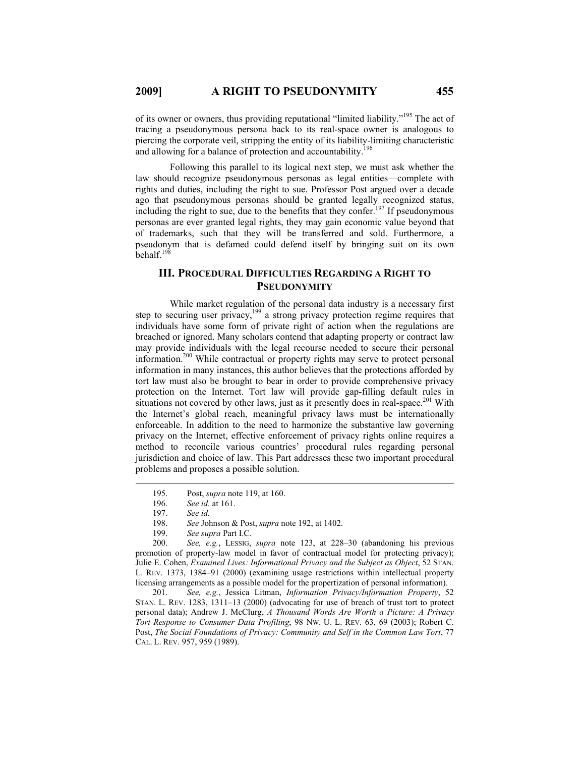of its owner or owners, thus providing reputational "limited liability."[195] The act of tracing a pseudonymous persona back to its real-space owner is analogous to piercing the corporate veil, stripping the entity of its liability-limiting characteristic and allowing for a balance of protection and accountability.[196]

Following this parallel to its logical next step, we must ask whether the law should recognize pseudonymous personas as legal entities—complete with rights and duties, including the right to sue. Professor Post argued over a decade ago that pseudonymous personas should be granted legally recognized status, including the right to sue, due to the benefits that they confer.[197] If pseudonymous personas are ever granted legal rights, they may gain economic value beyond that of trademarks, such that they will be transferred and sold. Furthermore, a pseudonym that is defamed could defend itself by bringing suit on its own behalf.[198]

## III. Procedural Difficulties Regarding a Right to Pseudonymity

While market regulation of the personal data industry is a necessary first step to securing user privacy,[199] a strong privacy protection regime requires that individuals have some form of private right of action when the regulations are breached or ignored. Many scholars contend that adapting property or contract law may provide individuals with the legal recourse needed to secure their personal information.[200] While contractual or property rights may serve to protect personal information in many instances, this author believes that the protections afforded by tort law must also be brought to bear in order to provide comprehensive privacy protection on the Internet. Tort law will provide gap-filling default rules in situations not covered by other laws, just as it presently does in real-space.[201] With the Internet's global reach, meaningful privacy laws must be internationally enforceable. In addition to the need to harmonize the substantive law governing privacy on the Internet, effective enforcement of privacy rights online requires a method to reconcile various countries' procedural rules regarding personal jurisdiction and choice of law. This Part addresses these two important procedural problems and proposes a possible solution.

---

195. Post, *supra* note 119, at 160.

196. *See id.* at 161.

197. *See id.*

198. *See* Johnson & Post, *supra* note 192, at 1402.

199. *See supra* Part I.C.

200. *See, e.g.*, LESSIG, *supra* note 123, at 228–30 (abandoning his previous promotion of property-law model in favor of contractual model for protecting privacy); Julie E. Cohen, *Examined Lives: Informational Privacy and the Subject as Object*, 52 STAN. L. REV. 1373, 1384–91 (2000) (examining usage restrictions within intellectual property licensing arrangements as a possible model for the propertization of personal information).

201. *See, e.g.*, Jessica Litman, *Information Privacy/Information Property*, 52 STAN. L. REV. 1283, 1311–13 (2000) (advocating for use of breach of trust tort to protect personal data); Andrew J. McClurg, *A Thousand Words Are Worth a Picture: A Privacy Tort Response to Consumer Data Profiling*, 98 NW. U. L. REV. 63, 69 (2003); Robert C. Post, *The Social Foundations of Privacy: Community and Self in the Common Law Tort*, 77 CAL. L. REV. 957, 959 (1989).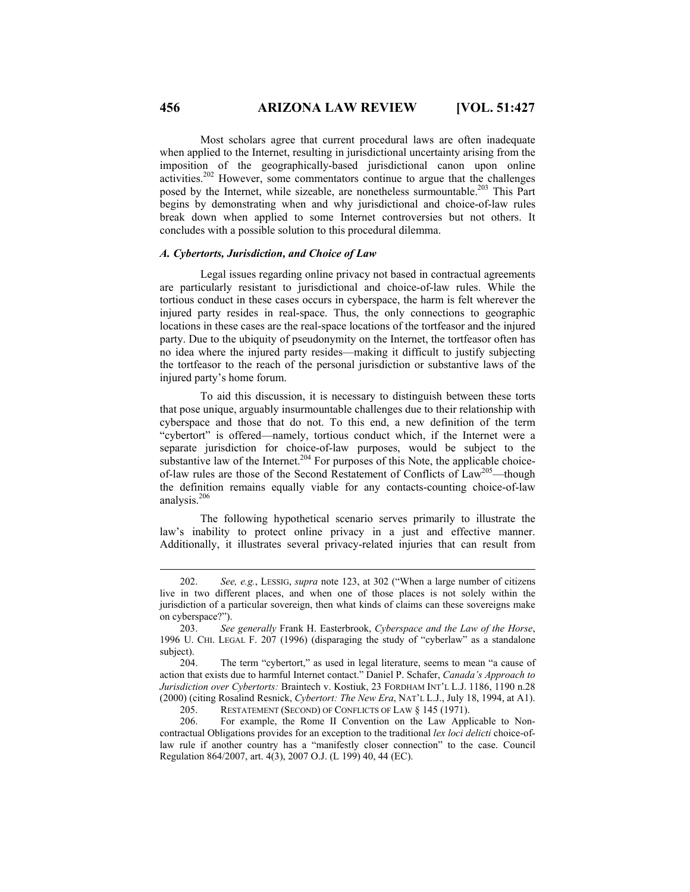Most scholars agree that current procedural laws are often inadequate when applied to the Internet, resulting in jurisdictional uncertainty arising from the imposition of the geographically-based jurisdictional canon upon online activities.[202] However, some commentators continue to argue that the challenges posed by the Internet, while sizeable, are nonetheless surmountable.[203] This Part begins by demonstrating when and why jurisdictional and choice-of-law rules break down when applied to some Internet controversies but not others. It concludes with a possible solution to this procedural dilemma.

### *A. Cybertorts, Jurisdiction, and Choice of Law*

Legal issues regarding online privacy not based in contractual agreements are particularly resistant to jurisdictional and choice-of-law rules. While the tortious conduct in these cases occurs in cyberspace, the harm is felt wherever the injured party resides in real-space. Thus, the only connections to geographic locations in these cases are the real-space locations of the tortfeasor and the injured party. Due to the ubiquity of pseudonymity on the Internet, the tortfeasor often has no idea where the injured party resides—making it difficult to justify subjecting the tortfeasor to the reach of the personal jurisdiction or substantive laws of the injured party's home forum.

To aid this discussion, it is necessary to distinguish between these torts that pose unique, arguably insurmountable challenges due to their relationship with cyberspace and those that do not. To this end, a new definition of the term "cybertort" is offered—namely, tortious conduct which, if the Internet were a separate jurisdiction for choice-of-law purposes, would be subject to the substantive law of the Internet.[204] For purposes of this Note, the applicable choice-of-law rules are those of the Second Restatement of Conflicts of Law[205]—though the definition remains equally viable for any contacts-counting choice-of-law analysis.[206]

The following hypothetical scenario serves primarily to illustrate the law's inability to protect online privacy in a just and effective manner. Additionally, it illustrates several privacy-related injuries that can result from

---

202. *See, e.g.*, LESSIG, *supra* note 123, at 302 ("When a large number of citizens live in two different places, and when one of those places is not solely within the jurisdiction of a particular sovereign, then what kinds of claims can these sovereigns make on cyberspace?").

203. *See generally* Frank H. Easterbrook, *Cyberspace and the Law of the Horse*, 1996 U. CHI. LEGAL F. 207 (1996) (disparaging the study of "cyberlaw" as a standalone subject).

204. The term "cybertort," as used in legal literature, seems to mean "a cause of action that exists due to harmful Internet contact." Daniel P. Schafer, *Canada's Approach to Jurisdiction over Cybertorts:* Braintech v. Kostiuk, 23 FORDHAM INT'L L.J. 1186, 1190 n.28 (2000) (citing Rosalind Resnick, *Cybertort: The New Era*, NAT'L L.J., July 18, 1994, at A1).

205. RESTATEMENT (SECOND) OF CONFLICTS OF LAW § 145 (1971).

206. For example, the Rome II Convention on the Law Applicable to Non-contractual Obligations provides for an exception to the traditional *lex loci delicti* choice-of-law rule if another country has a "manifestly closer connection" to the case. Council Regulation 864/2007, art. 4(3), 2007 O.J. (L 199) 40, 44 (EC).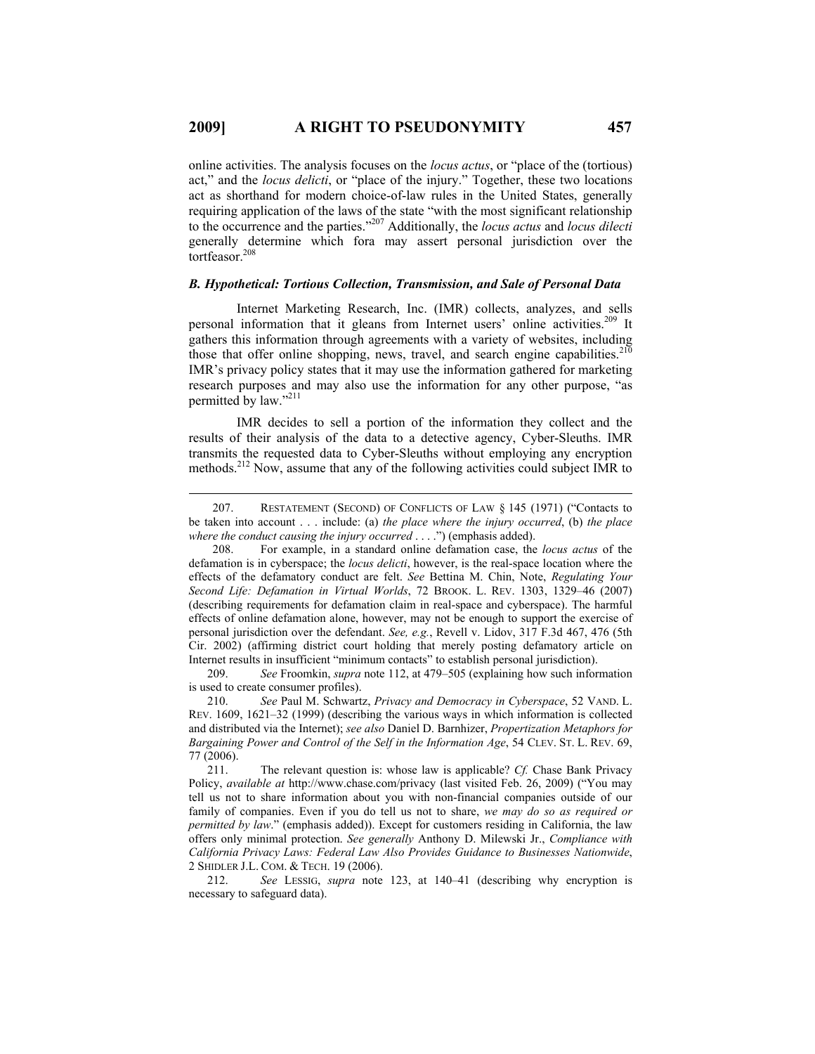online activities. The analysis focuses on the *locus actus*, or "place of the (tortious) act," and the *locus delicti*, or "place of the injury." Together, these two locations act as shorthand for modern choice-of-law rules in the United States, generally requiring application of the laws of the state "with the most significant relationship to the occurrence and the parties."[207] Additionally, the *locus actus* and *locus dilecti* generally determine which fora may assert personal jurisdiction over the tortfeasor.[208]

### *B. Hypothetical: Tortious Collection, Transmission, and Sale of Personal Data*

Internet Marketing Research, Inc. (IMR) collects, analyzes, and sells personal information that it gleans from Internet users' online activities.[209] It gathers this information through agreements with a variety of websites, including those that offer online shopping, news, travel, and search engine capabilities.[210] IMR's privacy policy states that it may use the information gathered for marketing research purposes and may also use the information for any other purpose, "as permitted by law."[211]

IMR decides to sell a portion of the information they collect and the results of their analysis of the data to a detective agency, Cyber-Sleuths. IMR transmits the requested data to Cyber-Sleuths without employing any encryption methods.[212] Now, assume that any of the following activities could subject IMR to

---

207. RESTATEMENT (SECOND) OF CONFLICTS OF LAW § 145 (1971) ("Contacts to be taken into account . . . include: (a) *the place where the injury occurred*, (b) *the place where the conduct causing the injury occurred* . . . .") (emphasis added).

208. For example, in a standard online defamation case, the *locus actus* of the defamation is in cyberspace; the *locus delicti*, however, is the real-space location where the effects of the defamatory conduct are felt. *See* Bettina M. Chin, Note, *Regulating Your Second Life: Defamation in Virtual Worlds*, 72 BROOK. L. REV. 1303, 1329–46 (2007) (describing requirements for defamation claim in real-space and cyberspace). The harmful effects of online defamation alone, however, may not be enough to support the exercise of personal jurisdiction over the defendant. *See, e.g.*, Revell v. Lidov, 317 F.3d 467, 476 (5th Cir. 2002) (affirming district court holding that merely posting defamatory article on Internet results in insufficient "minimum contacts" to establish personal jurisdiction).

209. *See* Froomkin, *supra* note 112, at 479–505 (explaining how such information is used to create consumer profiles).

210. *See* Paul M. Schwartz, *Privacy and Democracy in Cyberspace*, 52 VAND. L. REV. 1609, 1621–32 (1999) (describing the various ways in which information is collected and distributed via the Internet); *see also* Daniel D. Barnhizer, *Propertization Metaphors for Bargaining Power and Control of the Self in the Information Age*, 54 CLEV. ST. L. REV. 69, 77 (2006).

211. The relevant question is: whose law is applicable? *Cf.* Chase Bank Privacy Policy, *available at* http://www.chase.com/privacy (last visited Feb. 26, 2009) ("You may tell us not to share information about you with non-financial companies outside of our family of companies. Even if you do tell us not to share, *we may do so as required or permitted by law*." (emphasis added)). Except for customers residing in California, the law offers only minimal protection. *See generally* Anthony D. Milewski Jr., *Compliance with California Privacy Laws: Federal Law Also Provides Guidance to Businesses Nationwide*, 2 SHIDLER J.L. COM. & TECH. 19 (2006).

212. *See* LESSIG, *supra* note 123, at 140–41 (describing why encryption is necessary to safeguard data).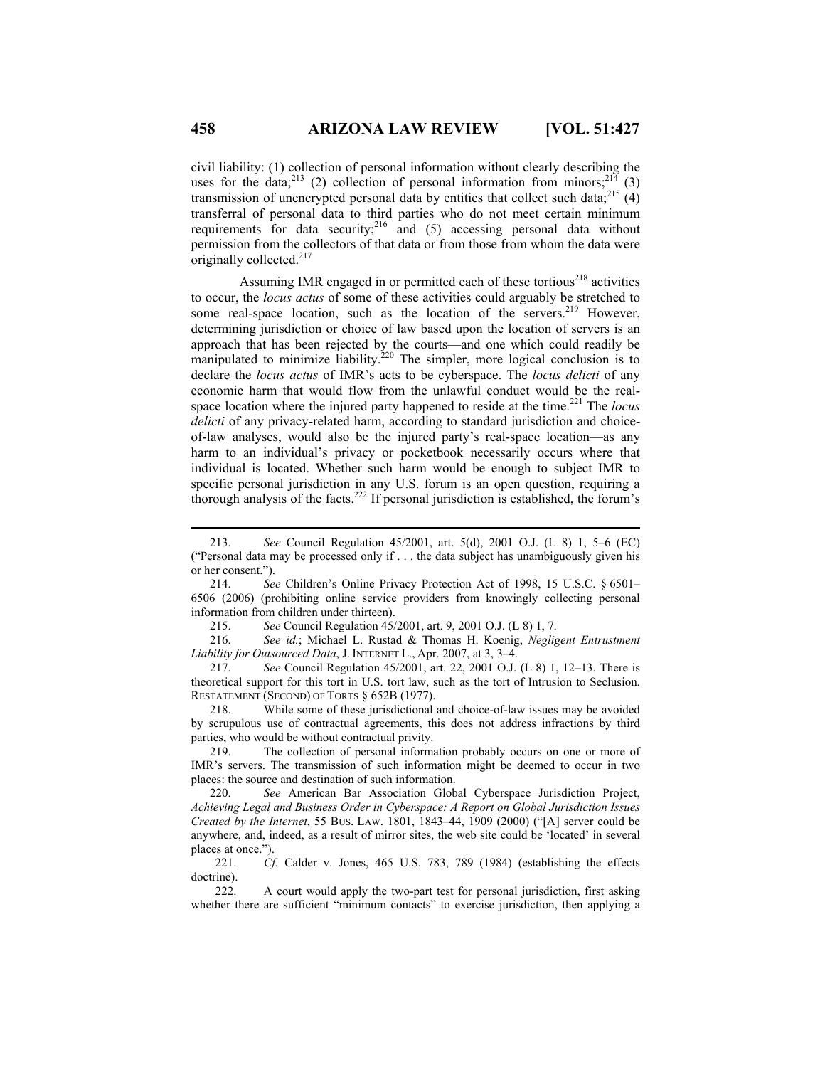civil liability: (1) collection of personal information without clearly describing the uses for the data;[213] (2) collection of personal information from minors;[214] (3) transmission of unencrypted personal data by entities that collect such data;[215] (4) transferral of personal data to third parties who do not meet certain minimum requirements for data security;[216] and (5) accessing personal data without permission from the collectors of that data or from those from whom the data were originally collected.[217]

Assuming IMR engaged in or permitted each of these tortious[218] activities to occur, the *locus actus* of some of these activities could arguably be stretched to some real-space location, such as the location of the servers.[219] However, determining jurisdiction or choice of law based upon the location of servers is an approach that has been rejected by the courts—and one which could readily be manipulated to minimize liability.[220] The simpler, more logical conclusion is to declare the *locus actus* of IMR's acts to be cyberspace. The *locus delicti* of any economic harm that would flow from the unlawful conduct would be the real-space location where the injured party happened to reside at the time.[221] The *locus delicti* of any privacy-related harm, according to standard jurisdiction and choice-of-law analyses, would also be the injured party's real-space location—as any harm to an individual's privacy or pocketbook necessarily occurs where that individual is located. Whether such harm would be enough to subject IMR to specific personal jurisdiction in any U.S. forum is an open question, requiring a thorough analysis of the facts.[222] If personal jurisdiction is established, the forum's

---

213. *See* Council Regulation 45/2001, art. 5(d), 2001 O.J. (L 8) 1, 5–6 (EC) ("Personal data may be processed only if . . . the data subject has unambiguously given his or her consent.").

214. *See* Children's Online Privacy Protection Act of 1998, 15 U.S.C. § 6501–6506 (2006) (prohibiting online service providers from knowingly collecting personal information from children under thirteen).

215. *See* Council Regulation 45/2001, art. 9, 2001 O.J. (L 8) 1, 7.

216. *See id.*; Michael L. Rustad & Thomas H. Koenig, *Negligent Entrustment Liability for Outsourced Data*, J. INTERNET L., Apr. 2007, at 3, 3–4.

217. *See* Council Regulation 45/2001, art. 22, 2001 O.J. (L 8) 1, 12–13. There is theoretical support for this tort in U.S. tort law, such as the tort of Intrusion to Seclusion. RESTATEMENT (SECOND) OF TORTS § 652B (1977).

218. While some of these jurisdictional and choice-of-law issues may be avoided by scrupulous use of contractual agreements, this does not address infractions by third parties, who would be without contractual privity.

219. The collection of personal information probably occurs on one or more of IMR's servers. The transmission of such information might be deemed to occur in two places: the source and destination of such information.

220. *See* American Bar Association Global Cyberspace Jurisdiction Project, *Achieving Legal and Business Order in Cyberspace: A Report on Global Jurisdiction Issues Created by the Internet*, 55 BUS. LAW. 1801, 1843–44, 1909 (2000) ("[A] server could be anywhere, and, indeed, as a result of mirror sites, the web site could be 'located' in several places at once.").

221. *Cf.* Calder v. Jones, 465 U.S. 783, 789 (1984) (establishing the effects doctrine).

222. A court would apply the two-part test for personal jurisdiction, first asking whether there are sufficient "minimum contacts" to exercise jurisdiction, then applying a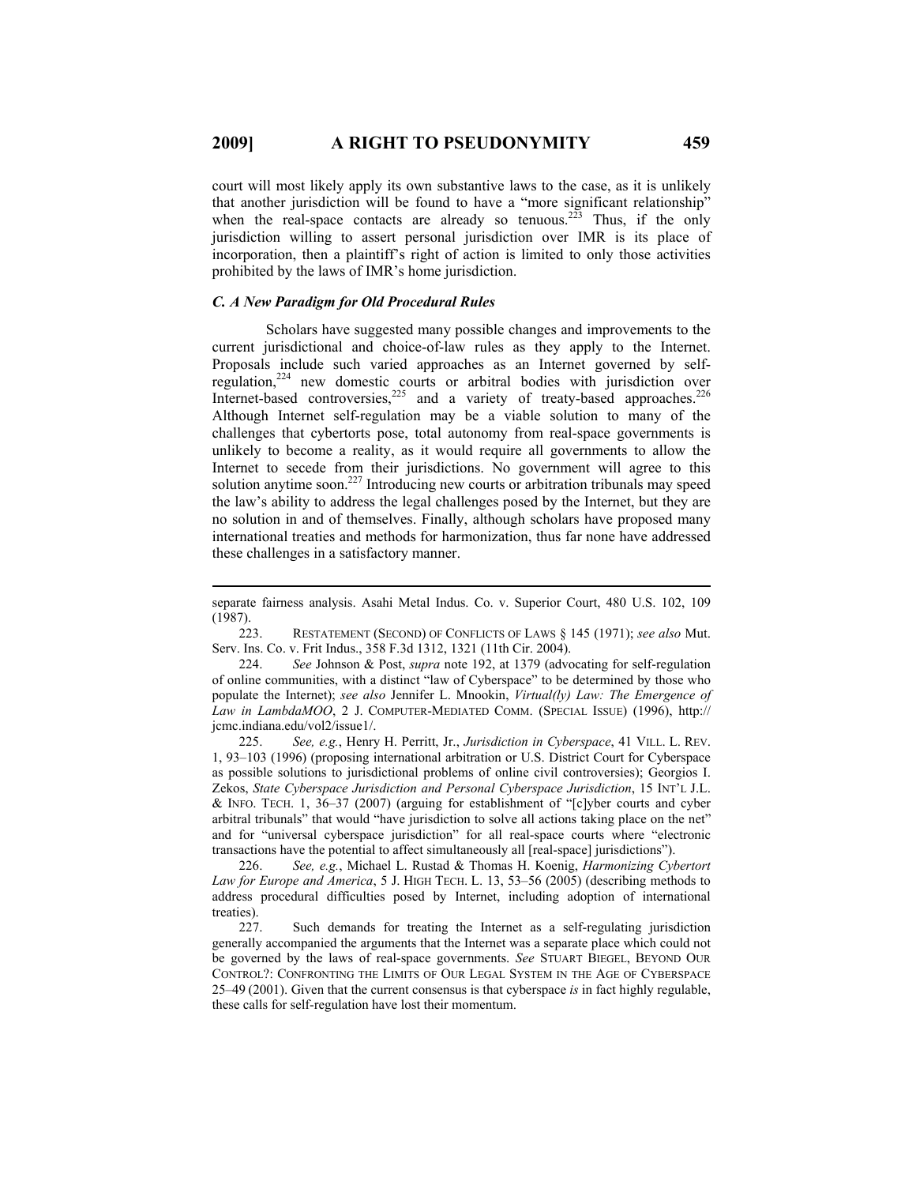court will most likely apply its own substantive laws to the case, as it is unlikely that another jurisdiction will be found to have a "more significant relationship" when the real-space contacts are already so tenuous.[223] Thus, if the only jurisdiction willing to assert personal jurisdiction over IMR is its place of incorporation, then a plaintiff's right of action is limited to only those activities prohibited by the laws of IMR's home jurisdiction.

### *C. A New Paradigm for Old Procedural Rules*

Scholars have suggested many possible changes and improvements to the current jurisdictional and choice-of-law rules as they apply to the Internet. Proposals include such varied approaches as an Internet governed by self-regulation,[224] new domestic courts or arbitral bodies with jurisdiction over Internet-based controversies,[225] and a variety of treaty-based approaches.[226] Although Internet self-regulation may be a viable solution to many of the challenges that cybertorts pose, total autonomy from real-space governments is unlikely to become a reality, as it would require all governments to allow the Internet to secede from their jurisdictions. No government will agree to this solution anytime soon.[227] Introducing new courts or arbitration tribunals may speed the law's ability to address the legal challenges posed by the Internet, but they are no solution in and of themselves. Finally, although scholars have proposed many international treaties and methods for harmonization, thus far none have addressed these challenges in a satisfactory manner.

---

separate fairness analysis. Asahi Metal Indus. Co. v. Superior Court, 480 U.S. 102, 109 (1987).

223. RESTATEMENT (SECOND) OF CONFLICTS OF LAWS § 145 (1971); *see also* Mut. Serv. Ins. Co. v. Frit Indus., 358 F.3d 1312, 1321 (11th Cir. 2004).

224. *See* Johnson & Post, *supra* note 192, at 1379 (advocating for self-regulation of online communities, with a distinct "law of Cyberspace" to be determined by those who populate the Internet); *see also* Jennifer L. Mnookin, *Virtual(ly) Law: The Emergence of Law in LambdaMOO*, 2 J. COMPUTER-MEDIATED COMM. (SPECIAL ISSUE) (1996), http://jcmc.indiana.edu/vol2/issue1/.

225. *See, e.g.*, Henry H. Perritt, Jr., *Jurisdiction in Cyberspace*, 41 VILL. L. REV. 1, 93–103 (1996) (proposing international arbitration or U.S. District Court for Cyberspace as possible solutions to jurisdictional problems of online civil controversies); Georgios I. Zekos, *State Cyberspace Jurisdiction and Personal Cyberspace Jurisdiction*, 15 INT'L J.L. & INFO. TECH. 1, 36–37 (2007) (arguing for establishment of "[c]yber courts and cyber arbitral tribunals" that would "have jurisdiction to solve all actions taking place on the net" and for "universal cyberspace jurisdiction" for all real-space courts where "electronic transactions have the potential to affect simultaneously all [real-space] jurisdictions").

226. *See, e.g.*, Michael L. Rustad & Thomas H. Koenig, *Harmonizing Cybertort Law for Europe and America*, 5 J. HIGH TECH. L. 13, 53–56 (2005) (describing methods to address procedural difficulties posed by Internet, including adoption of international treaties).

227. Such demands for treating the Internet as a self-regulating jurisdiction generally accompanied the arguments that the Internet was a separate place which could not be governed by the laws of real-space governments. *See* STUART BIEGEL, BEYOND OUR CONTROL?: CONFRONTING THE LIMITS OF OUR LEGAL SYSTEM IN THE AGE OF CYBERSPACE 25–49 (2001). Given that the current consensus is that cyberspace *is* in fact highly regulable, these calls for self-regulation have lost their momentum.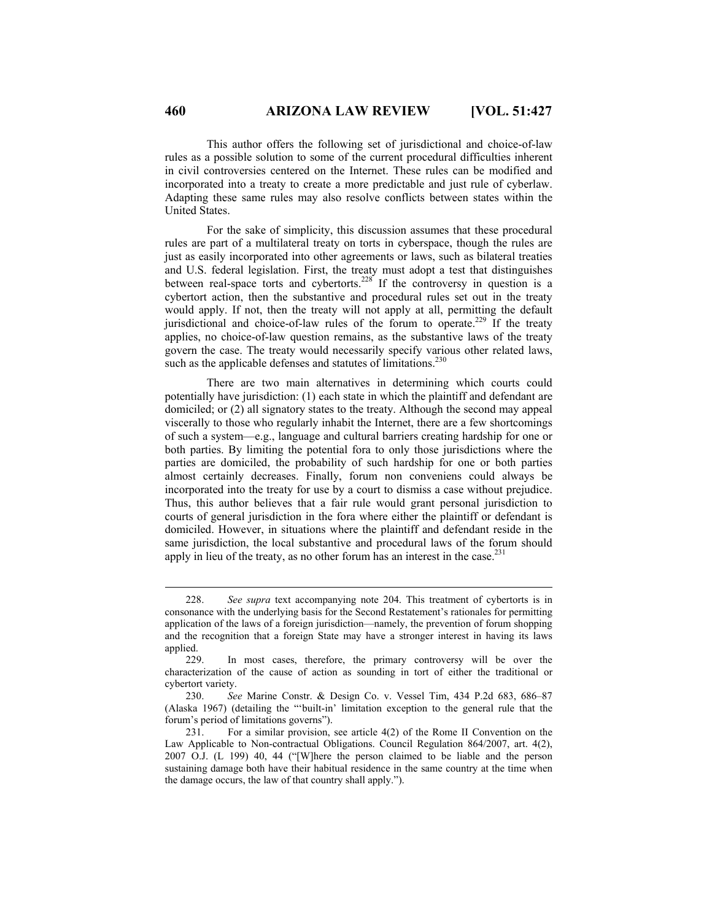This author offers the following set of jurisdictional and choice-of-law rules as a possible solution to some of the current procedural difficulties inherent in civil controversies centered on the Internet. These rules can be modified and incorporated into a treaty to create a more predictable and just rule of cyberlaw. Adapting these same rules may also resolve conflicts between states within the United States.

For the sake of simplicity, this discussion assumes that these procedural rules are part of a multilateral treaty on torts in cyberspace, though the rules are just as easily incorporated into other agreements or laws, such as bilateral treaties and U.S. federal legislation. First, the treaty must adopt a test that distinguishes between real-space torts and cybertorts.[228] If the controversy in question is a cybertort action, then the substantive and procedural rules set out in the treaty would apply. If not, then the treaty will not apply at all, permitting the default jurisdictional and choice-of-law rules of the forum to operate.[229] If the treaty applies, no choice-of-law question remains, as the substantive laws of the treaty govern the case. The treaty would necessarily specify various other related laws, such as the applicable defenses and statutes of limitations.[230]

There are two main alternatives in determining which courts could potentially have jurisdiction: (1) each state in which the plaintiff and defendant are domiciled; or (2) all signatory states to the treaty. Although the second may appeal viscerally to those who regularly inhabit the Internet, there are a few shortcomings of such a system—e.g., language and cultural barriers creating hardship for one or both parties. By limiting the potential fora to only those jurisdictions where the parties are domiciled, the probability of such hardship for one or both parties almost certainly decreases. Finally, forum non conveniens could always be incorporated into the treaty for use by a court to dismiss a case without prejudice. Thus, this author believes that a fair rule would grant personal jurisdiction to courts of general jurisdiction in the fora where either the plaintiff or defendant is domiciled. However, in situations where the plaintiff and defendant reside in the same jurisdiction, the local substantive and procedural laws of the forum should apply in lieu of the treaty, as no other forum has an interest in the case.[231]

---

228. *See supra* text accompanying note 204. This treatment of cybertorts is in consonance with the underlying basis for the Second Restatement's rationales for permitting application of the laws of a foreign jurisdiction—namely, the prevention of forum shopping and the recognition that a foreign State may have a stronger interest in having its laws applied.

229. In most cases, therefore, the primary controversy will be over the characterization of the cause of action as sounding in tort of either the traditional or cybertort variety.

230. *See* Marine Constr. & Design Co. v. Vessel Tim, 434 P.2d 683, 686–87 (Alaska 1967) (detailing the "'built-in' limitation exception to the general rule that the forum's period of limitations governs").

231. For a similar provision, see article 4(2) of the Rome II Convention on the Law Applicable to Non-contractual Obligations. Council Regulation 864/2007, art. 4(2), 2007 O.J. (L 199) 40, 44 ("[W]here the person claimed to be liable and the person sustaining damage both have their habitual residence in the same country at the time when the damage occurs, the law of that country shall apply.").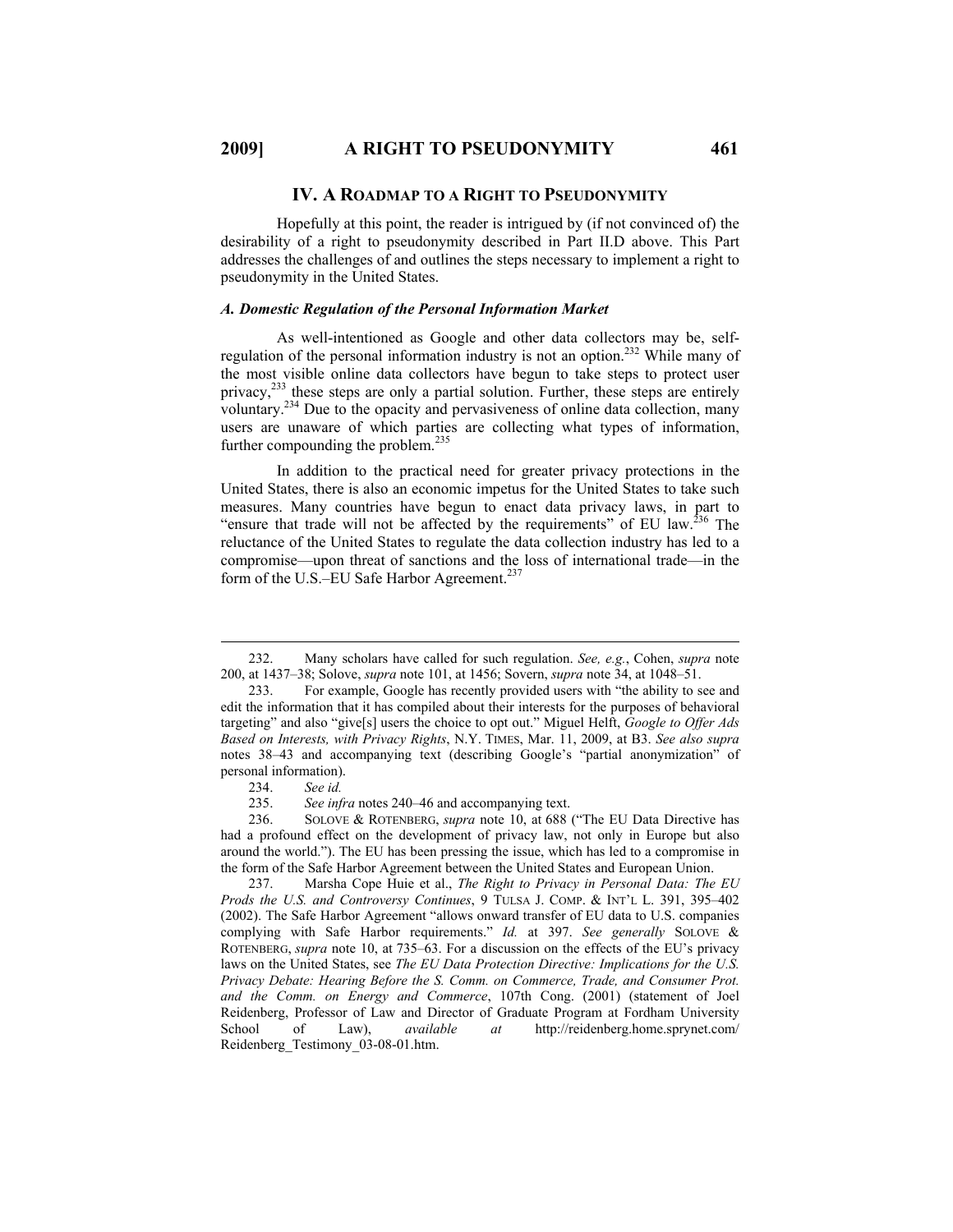## IV. A ROADMAP TO A RIGHT TO PSEUDONYMITY

Hopefully at this point, the reader is intrigued by (if not convinced of) the desirability of a right to pseudonymity described in Part II.D above. This Part addresses the challenges of and outlines the steps necessary to implement a right to pseudonymity in the United States.

### *A. Domestic Regulation of the Personal Information Market*

As well-intentioned as Google and other data collectors may be, self-regulation of the personal information industry is not an option.[232] While many of the most visible online data collectors have begun to take steps to protect user privacy,[233] these steps are only a partial solution. Further, these steps are entirely voluntary.[234] Due to the opacity and pervasiveness of online data collection, many users are unaware of which parties are collecting what types of information, further compounding the problem.[235]

In addition to the practical need for greater privacy protections in the United States, there is also an economic impetus for the United States to take such measures. Many countries have begun to enact data privacy laws, in part to "ensure that trade will not be affected by the requirements" of EU law.[236] The reluctance of the United States to regulate the data collection industry has led to a compromise—upon threat of sanctions and the loss of international trade—in the form of the U.S.–EU Safe Harbor Agreement.[237]

---

232. Many scholars have called for such regulation. *See, e.g.*, Cohen, *supra* note 200, at 1437–38; Solove, *supra* note 101, at 1456; Sovern, *supra* note 34, at 1048–51.

233. For example, Google has recently provided users with "the ability to see and edit the information that it has compiled about their interests for the purposes of behavioral targeting" and also "give[s] users the choice to opt out." Miguel Helft, *Google to Offer Ads Based on Interests, with Privacy Rights*, N.Y. TIMES, Mar. 11, 2009, at B3. *See also supra* notes 38–43 and accompanying text (describing Google's "partial anonymization" of personal information).

234. *See id.*

235. *See infra* notes 240–46 and accompanying text.

236. SOLOVE & ROTENBERG, *supra* note 10, at 688 ("The EU Data Directive has had a profound effect on the development of privacy law, not only in Europe but also around the world."). The EU has been pressing the issue, which has led to a compromise in the form of the Safe Harbor Agreement between the United States and European Union.

237. Marsha Cope Huie et al., *The Right to Privacy in Personal Data: The EU Prods the U.S. and Controversy Continues*, 9 TULSA J. COMP. & INT'L L. 391, 395–402 (2002). The Safe Harbor Agreement "allows onward transfer of EU data to U.S. companies complying with Safe Harbor requirements." *Id.* at 397. *See generally* SOLOVE & ROTENBERG, *supra* note 10, at 735–63. For a discussion on the effects of the EU's privacy laws on the United States, see *The EU Data Protection Directive: Implications for the U.S. Privacy Debate: Hearing Before the S. Comm. on Commerce, Trade, and Consumer Prot. and the Comm. on Energy and Commerce*, 107th Cong. (2001) (statement of Joel Reidenberg, Professor of Law and Director of Graduate Program at Fordham University School of Law), *available at* http://reidenberg.home.sprynet.com/Reidenberg_Testimony_03-08-01.htm.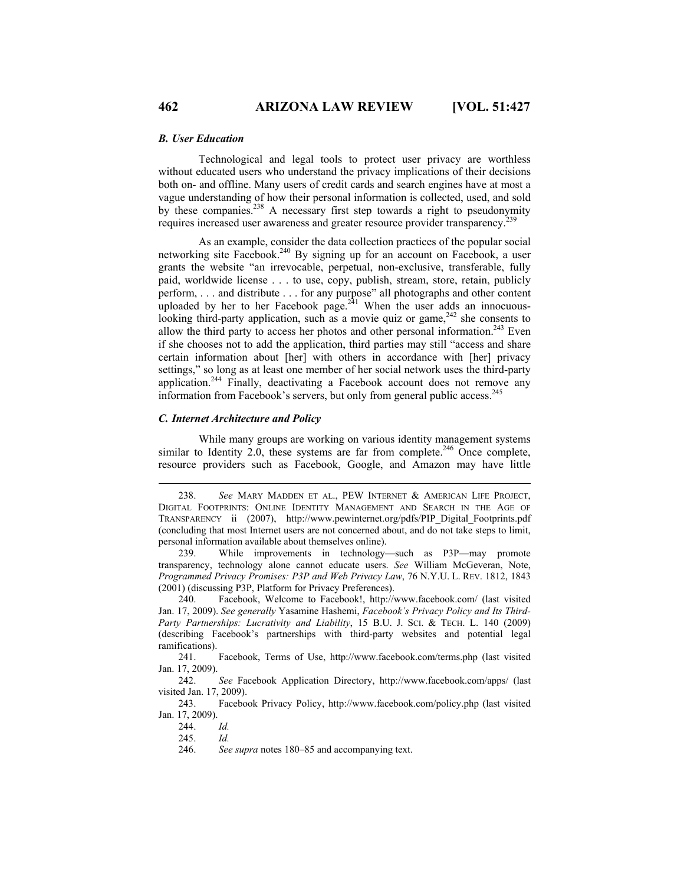### *B. User Education*

Technological and legal tools to protect user privacy are worthless without educated users who understand the privacy implications of their decisions both on- and offline. Many users of credit cards and search engines have at most a vague understanding of how their personal information is collected, used, and sold by these companies.[238] A necessary first step towards a right to pseudonymity requires increased user awareness and greater resource provider transparency.[239]

As an example, consider the data collection practices of the popular social networking site Facebook.[240] By signing up for an account on Facebook, a user grants the website "an irrevocable, perpetual, non-exclusive, transferable, fully paid, worldwide license . . . to use, copy, publish, stream, store, retain, publicly perform, . . . and distribute . . . for any purpose" all photographs and other content uploaded by her to her Facebook page.[241] When the user adds an innocuous-looking third-party application, such as a movie quiz or game,[242] she consents to allow the third party to access her photos and other personal information.[243] Even if she chooses not to add the application, third parties may still "access and share certain information about [her] with others in accordance with [her] privacy settings," so long as at least one member of her social network uses the third-party application.[244] Finally, deactivating a Facebook account does not remove any information from Facebook's servers, but only from general public access.[245]

### *C. Internet Architecture and Policy*

While many groups are working on various identity management systems similar to Identity 2.0, these systems are far from complete.[246] Once complete, resource providers such as Facebook, Google, and Amazon may have little

---

238. *See* MARY MADDEN ET AL., PEW INTERNET & AMERICAN LIFE PROJECT, DIGITAL FOOTPRINTS: ONLINE IDENTITY MANAGEMENT AND SEARCH IN THE AGE OF TRANSPARENCY ii (2007), http://www.pewinternet.org/pdfs/PIP_Digital_Footprints.pdf (concluding that most Internet users are not concerned about, and do not take steps to limit, personal information available about themselves online).

239. While improvements in technology—such as P3P—may promote transparency, technology alone cannot educate users. *See* William McGeveran, Note, *Programmed Privacy Promises: P3P and Web Privacy Law*, 76 N.Y.U. L. REV. 1812, 1843 (2001) (discussing P3P, Platform for Privacy Preferences).

240. Facebook, Welcome to Facebook!, http://www.facebook.com/ (last visited Jan. 17, 2009). *See generally* Yasamine Hashemi, *Facebook's Privacy Policy and Its Third-Party Partnerships: Lucrativity and Liability*, 15 B.U. J. SCI. & TECH. L. 140 (2009) (describing Facebook's partnerships with third-party websites and potential legal ramifications).

241. Facebook, Terms of Use, http://www.facebook.com/terms.php (last visited Jan. 17, 2009).

242. *See* Facebook Application Directory, http://www.facebook.com/apps/ (last visited Jan. 17, 2009).

243. Facebook Privacy Policy, http://www.facebook.com/policy.php (last visited Jan. 17, 2009).

244. *Id.*

245. *Id.*

246. *See supra* notes 180–85 and accompanying text.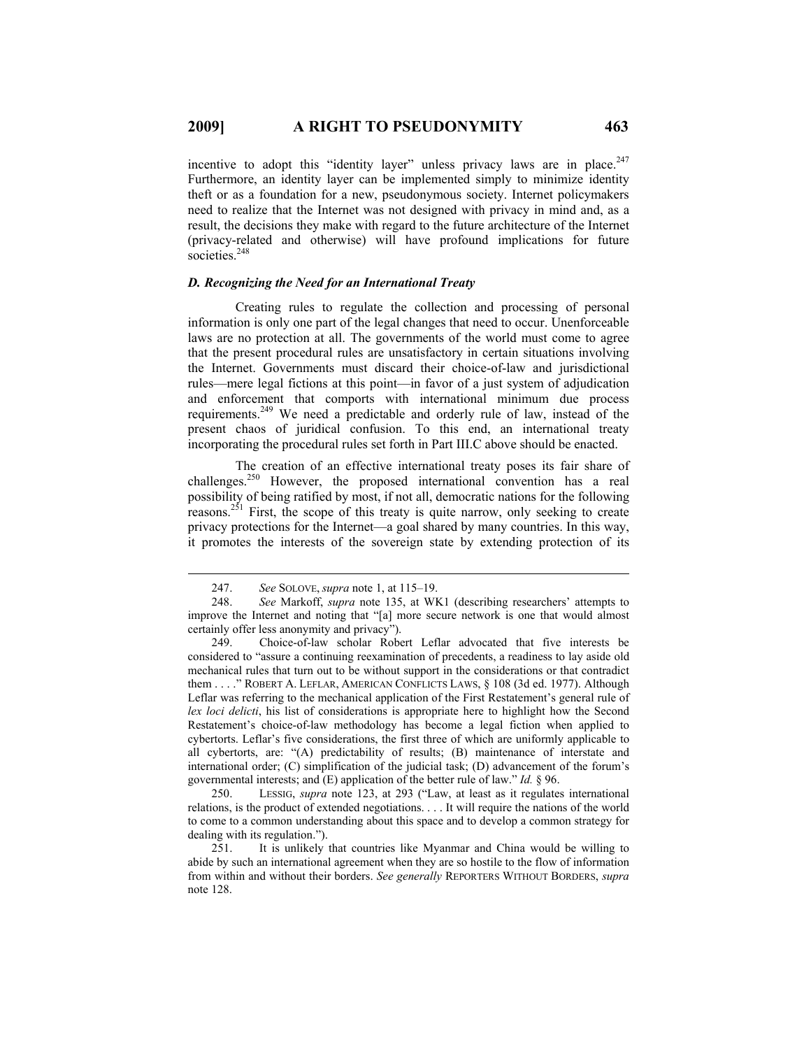incentive to adopt this "identity layer" unless privacy laws are in place.[247] Furthermore, an identity layer can be implemented simply to minimize identity theft or as a foundation for a new, pseudonymous society. Internet policymakers need to realize that the Internet was not designed with privacy in mind and, as a result, the decisions they make with regard to the future architecture of the Internet (privacy-related and otherwise) will have profound implications for future societies.[248]

### *D. Recognizing the Need for an International Treaty*

Creating rules to regulate the collection and processing of personal information is only one part of the legal changes that need to occur. Unenforceable laws are no protection at all. The governments of the world must come to agree that the present procedural rules are unsatisfactory in certain situations involving the Internet. Governments must discard their choice-of-law and jurisdictional rules—mere legal fictions at this point—in favor of a just system of adjudication and enforcement that comports with international minimum due process requirements.[249] We need a predictable and orderly rule of law, instead of the present chaos of juridical confusion. To this end, an international treaty incorporating the procedural rules set forth in Part III.C above should be enacted.

The creation of an effective international treaty poses its fair share of challenges.[250] However, the proposed international convention has a real possibility of being ratified by most, if not all, democratic nations for the following reasons.[251] First, the scope of this treaty is quite narrow, only seeking to create privacy protections for the Internet—a goal shared by many countries. In this way, it promotes the interests of the sovereign state by extending protection of its

---

247. *See* SOLOVE, *supra* note 1, at 115–19.

248. *See* Markoff, *supra* note 135, at WK1 (describing researchers' attempts to improve the Internet and noting that "[a] more secure network is one that would almost certainly offer less anonymity and privacy").

249. Choice-of-law scholar Robert Leflar advocated that five interests be considered to "assure a continuing reexamination of precedents, a readiness to lay aside old mechanical rules that turn out to be without support in the considerations or that contradict them . . . ." ROBERT A. LEFLAR, AMERICAN CONFLICTS LAWS, § 108 (3d ed. 1977). Although Leflar was referring to the mechanical application of the First Restatement's general rule of *lex loci delicti*, his list of considerations is appropriate here to highlight how the Second Restatement's choice-of-law methodology has become a legal fiction when applied to cybertorts. Leflar's five considerations, the first three of which are uniformly applicable to all cybertorts, are: "(A) predictability of results; (B) maintenance of interstate and international order; (C) simplification of the judicial task; (D) advancement of the forum's governmental interests; and (E) application of the better rule of law." *Id.* § 96.

250. LESSIG, *supra* note 123, at 293 ("Law, at least as it regulates international relations, is the product of extended negotiations. . . . It will require the nations of the world to come to a common understanding about this space and to develop a common strategy for dealing with its regulation.").

251. It is unlikely that countries like Myanmar and China would be willing to abide by such an international agreement when they are so hostile to the flow of information from within and without their borders. *See generally* REPORTERS WITHOUT BORDERS, *supra* note 128.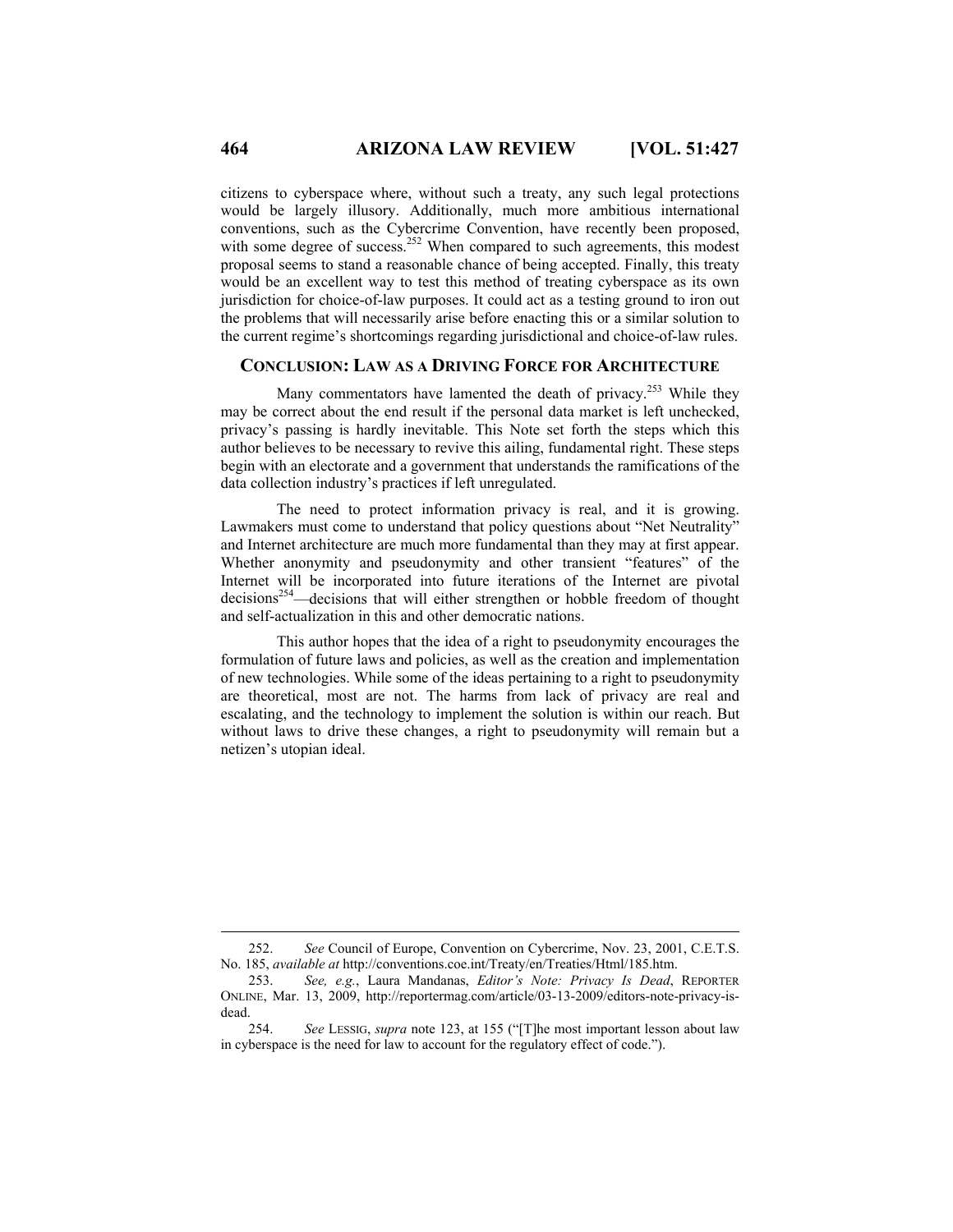citizens to cyberspace where, without such a treaty, any such legal protections would be largely illusory. Additionally, much more ambitious international conventions, such as the Cybercrime Convention, have recently been proposed, with some degree of success.[252] When compared to such agreements, this modest proposal seems to stand a reasonable chance of being accepted. Finally, this treaty would be an excellent way to test this method of treating cyberspace as its own jurisdiction for choice-of-law purposes. It could act as a testing ground to iron out the problems that will necessarily arise before enacting this or a similar solution to the current regime's shortcomings regarding jurisdictional and choice-of-law rules.

## CONCLUSION: LAW AS A DRIVING FORCE FOR ARCHITECTURE

Many commentators have lamented the death of privacy.[253] While they may be correct about the end result if the personal data market is left unchecked, privacy's passing is hardly inevitable. This Note set forth the steps which this author believes to be necessary to revive this ailing, fundamental right. These steps begin with an electorate and a government that understands the ramifications of the data collection industry's practices if left unregulated.

The need to protect information privacy is real, and it is growing. Lawmakers must come to understand that policy questions about "Net Neutrality" and Internet architecture are much more fundamental than they may at first appear. Whether anonymity and pseudonymity and other transient "features" of the Internet will be incorporated into future iterations of the Internet are pivotal decisions[254]—decisions that will either strengthen or hobble freedom of thought and self-actualization in this and other democratic nations.

This author hopes that the idea of a right to pseudonymity encourages the formulation of future laws and policies, as well as the creation and implementation of new technologies. While some of the ideas pertaining to a right to pseudonymity are theoretical, most are not. The harms from lack of privacy are real and escalating, and the technology to implement the solution is within our reach. But without laws to drive these changes, a right to pseudonymity will remain but a netizen's utopian ideal.

---

252. *See* Council of Europe, Convention on Cybercrime, Nov. 23, 2001, C.E.T.S. No. 185, *available at* http://conventions.coe.int/Treaty/en/Treaties/Html/185.htm.

253. *See, e.g.*, Laura Mandanas, *Editor's Note: Privacy Is Dead*, REPORTER ONLINE, Mar. 13, 2009, http://reportermag.com/article/03-13-2009/editors-note-privacy-is-dead.

254. *See* LESSIG, *supra* note 123, at 155 ("[T]he most important lesson about law in cyberspace is the need for law to account for the regulatory effect of code.").